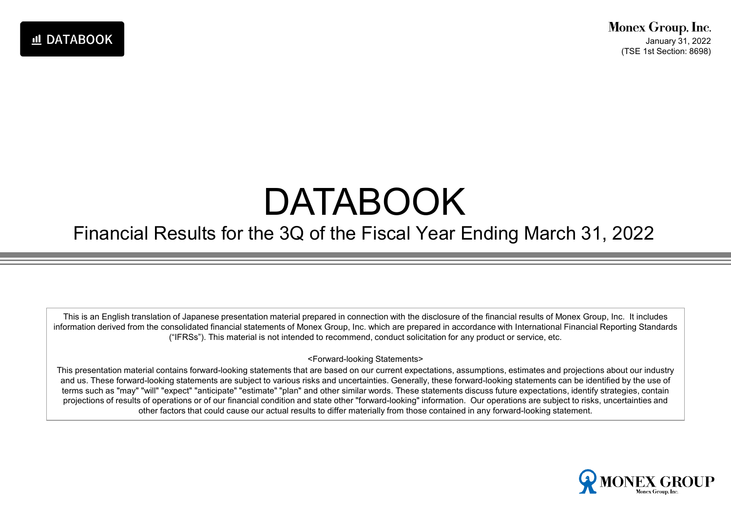DATABOOK

Monex Group, Inc.
January 31, 2022
(TSE 1st Section: 8698)

# DATABOOK

## Financial Results for the 3Q of the Fiscal Year Ending March 31, 2022

This is an English translation of Japanese presentation material prepared in connection with the disclosure of the financial results of Monex Group, Inc. It includes information derived from the consolidated financial statements of Monex Group, Inc. which are prepared in accordance with International Financial Reporting Standards (“IFRSs”). This material is not intended to recommend, conduct solicitation for any product or service, etc.

<Forward-looking Statements>

This presentation material contains forward-looking statements that are based on our current expectations, assumptions, estimates and projections about our industry and us. These forward-looking statements are subject to various risks and uncertainties. Generally, these forward-looking statements can be identified by the use of terms such as "may" "will" "expect" "anticipate" "estimate" "plan" and other similar words. These statements discuss future expectations, identify strategies, contain projections of results of operations or of our financial condition and state other "forward-looking" information. Our operations are subject to risks, uncertainties and other factors that could cause our actual results to differ materially from those contained in any forward-looking statement.

MONEX GROUP
Monex Group, Inc.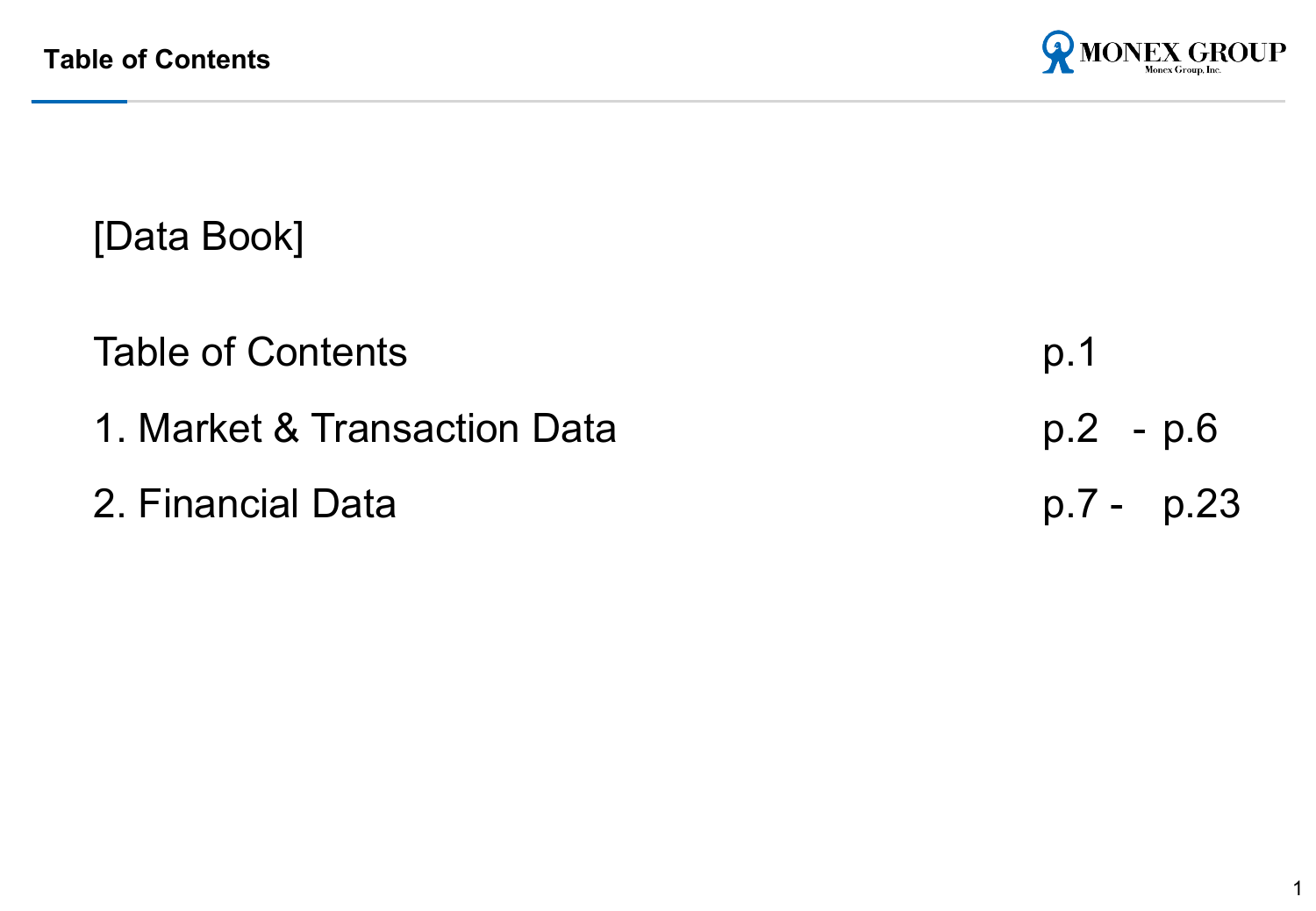# Table of Contents

[Data Book]

| | |
|---|---|
| Table of Contents | p.1 |
| 1. Market & Transaction Data | p.2 - p.6 |
| 2. Financial Data | p.7 - p.23 |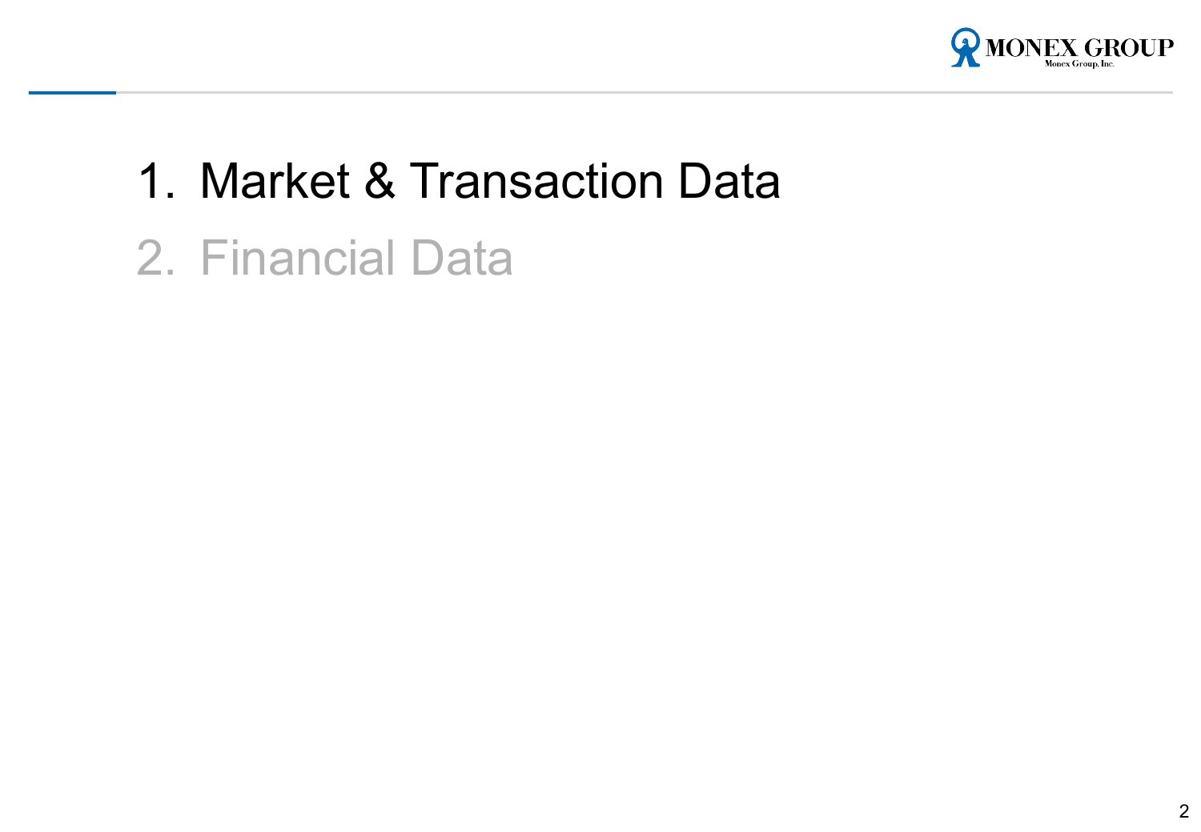1. Market & Transaction Data
2. Financial Data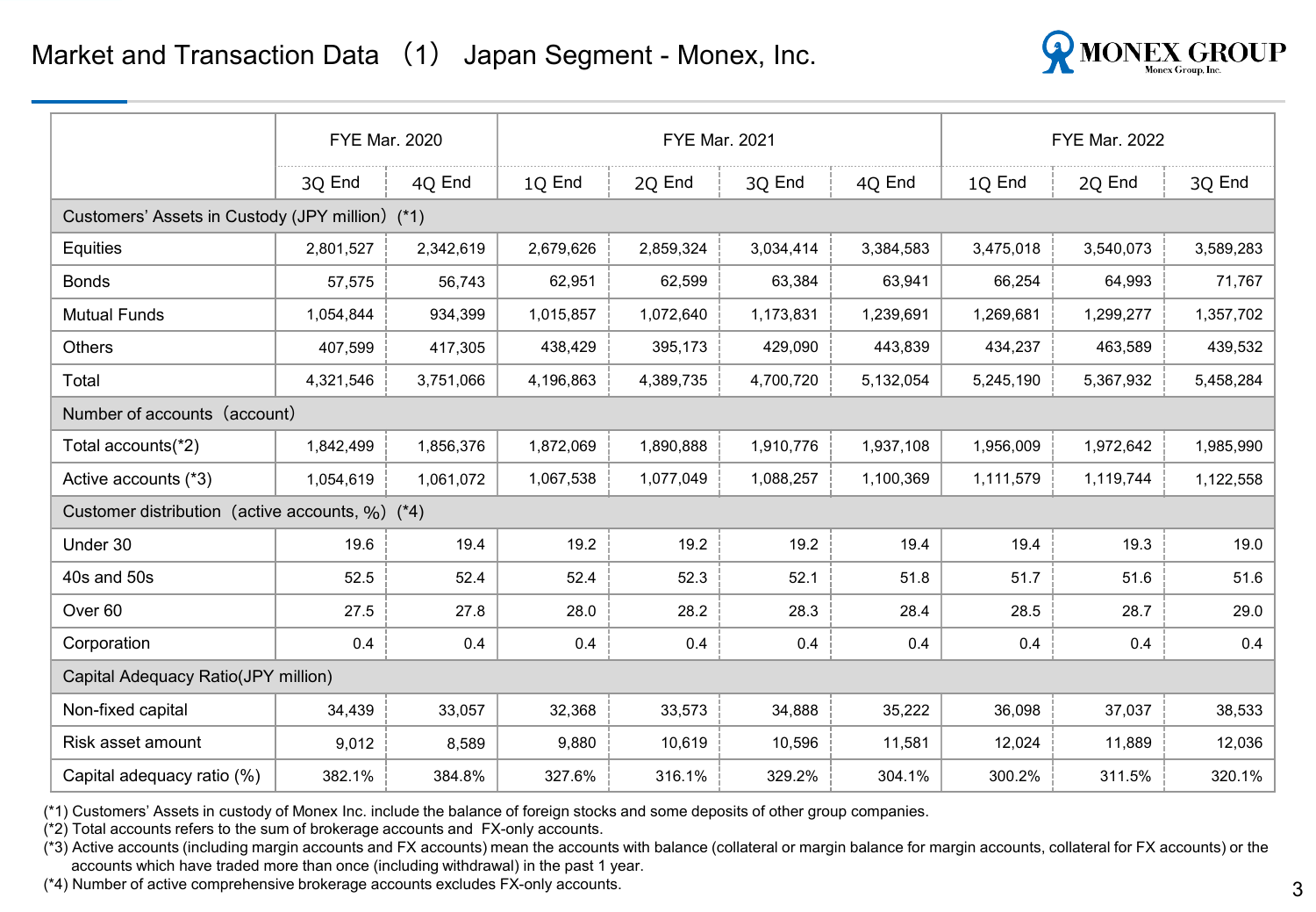# Market and Transaction Data （1） Japan Segment - Monex, Inc.

| | FYE Mar. 2020 | | FYE Mar. 2021 | | | | FYE Mar. 2022 | | |
|---|---|---|---|---|---|---|---|---|---|
| | 3Q End | 4Q End | 1Q End | 2Q End | 3Q End | 4Q End | 1Q End | 2Q End | 3Q End |
| Customers' Assets in Custody (JPY million) (*1) | | | | | | | | | |
| Equities | 2,801,527 | 2,342,619 | 2,679,626 | 2,859,324 | 3,034,414 | 3,384,583 | 3,475,018 | 3,540,073 | 3,589,283 |
| Bonds | 57,575 | 56,743 | 62,951 | 62,599 | 63,384 | 63,941 | 66,254 | 64,993 | 71,767 |
| Mutual Funds | 1,054,844 | 934,399 | 1,015,857 | 1,072,640 | 1,173,831 | 1,239,691 | 1,269,681 | 1,299,277 | 1,357,702 |
| Others | 407,599 | 417,305 | 438,429 | 395,173 | 429,090 | 443,839 | 434,237 | 463,589 | 439,532 |
| Total | 4,321,546 | 3,751,066 | 4,196,863 | 4,389,735 | 4,700,720 | 5,132,054 | 5,245,190 | 5,367,932 | 5,458,284 |
| Number of accounts（account） | | | | | | | | | |
| Total accounts(*2) | 1,842,499 | 1,856,376 | 1,872,069 | 1,890,888 | 1,910,776 | 1,937,108 | 1,956,009 | 1,972,642 | 1,985,990 |
| Active accounts (*3) | 1,054,619 | 1,061,072 | 1,067,538 | 1,077,049 | 1,088,257 | 1,100,369 | 1,111,579 | 1,119,744 | 1,122,558 |
| Customer distribution（active accounts, %）(*4) | | | | | | | | | |
| Under 30 | 19.6 | 19.4 | 19.2 | 19.2 | 19.2 | 19.4 | 19.4 | 19.3 | 19.0 |
| 40s and 50s | 52.5 | 52.4 | 52.4 | 52.3 | 52.1 | 51.8 | 51.7 | 51.6 | 51.6 |
| Over 60 | 27.5 | 27.8 | 28.0 | 28.2 | 28.3 | 28.4 | 28.5 | 28.7 | 29.0 |
| Corporation | 0.4 | 0.4 | 0.4 | 0.4 | 0.4 | 0.4 | 0.4 | 0.4 | 0.4 |
| Capital Adequacy Ratio(JPY million) | | | | | | | | | |
| Non-fixed capital | 34,439 | 33,057 | 32,368 | 33,573 | 34,888 | 35,222 | 36,098 | 37,037 | 38,533 |
| Risk asset amount | 9,012 | 8,589 | 9,880 | 10,619 | 10,596 | 11,581 | 12,024 | 11,889 | 12,036 |
| Capital adequacy ratio (%) | 382.1% | 384.8% | 327.6% | 316.1% | 329.2% | 304.1% | 300.2% | 311.5% | 320.1% |

(*1) Customers' Assets in custody of Monex Inc. include the balance of foreign stocks and some deposits of other group companies.

(*2) Total accounts refers to the sum of brokerage accounts and FX-only accounts.

(*3) Active accounts (including margin accounts and FX accounts) mean the accounts with balance (collateral or margin balance for margin accounts, collateral for FX accounts) or the accounts which have traded more than once (including withdrawal) in the past 1 year.

(*4) Number of active comprehensive brokerage accounts excludes FX-only accounts.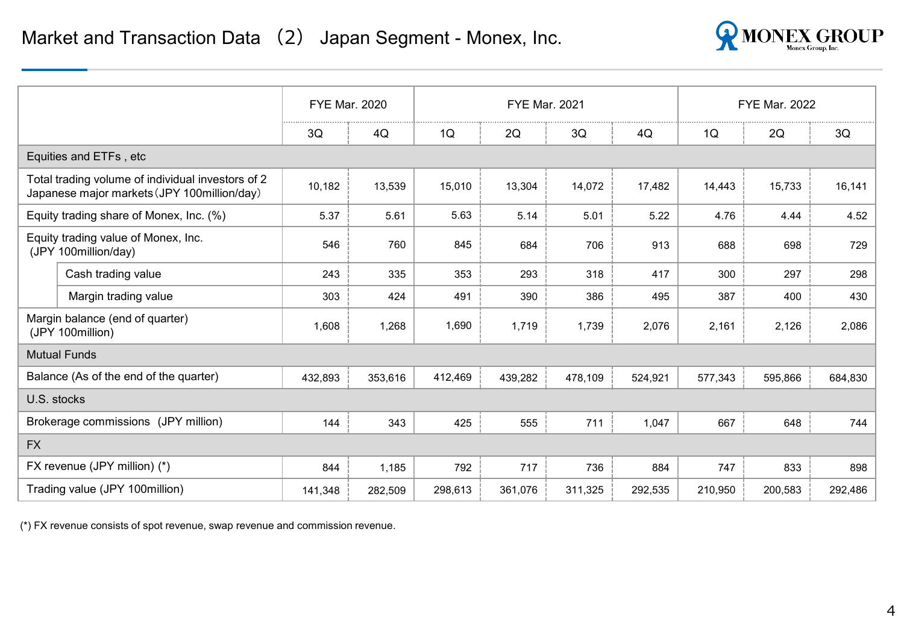# Market and Transaction Data （2） Japan Segment - Monex, Inc.

| | FYE Mar. 2020 | | FYE Mar. 2021 | | | | FYE Mar. 2022 | | |
|---|---|---|---|---|---|---|---|---|---|
| | 3Q | 4Q | 1Q | 2Q | 3Q | 4Q | 1Q | 2Q | 3Q |
| **Equities and ETFs , etc** | | | | | | | | | |
| Total trading volume of individual investors of 2 Japanese major markets（JPY 100million/day） | 10,182 | 13,539 | 15,010 | 13,304 | 14,072 | 17,482 | 14,443 | 15,733 | 16,141 |
| Equity trading share of Monex, Inc. (%) | 5.37 | 5.61 | 5.63 | 5.14 | 5.01 | 5.22 | 4.76 | 4.44 | 4.52 |
| Equity trading value of Monex, Inc. (JPY 100million/day) | 546 | 760 | 845 | 684 | 706 | 913 | 688 | 698 | 729 |
| Cash trading value | 243 | 335 | 353 | 293 | 318 | 417 | 300 | 297 | 298 |
| Margin trading value | 303 | 424 | 491 | 390 | 386 | 495 | 387 | 400 | 430 |
| Margin balance (end of quarter) (JPY 100million) | 1,608 | 1,268 | 1,690 | 1,719 | 1,739 | 2,076 | 2,161 | 2,126 | 2,086 |
| **Mutual Funds** | | | | | | | | | |
| Balance (As of the end of the quarter) | 432,893 | 353,616 | 412,469 | 439,282 | 478,109 | 524,921 | 577,343 | 595,866 | 684,830 |
| **U.S. stocks** | | | | | | | | | |
| Brokerage commissions (JPY million) | 144 | 343 | 425 | 555 | 711 | 1,047 | 667 | 648 | 744 |
| **FX** | | | | | | | | | |
| FX revenue (JPY million) (*) | 844 | 1,185 | 792 | 717 | 736 | 884 | 747 | 833 | 898 |
| Trading value (JPY 100million) | 141,348 | 282,509 | 298,613 | 361,076 | 311,325 | 292,535 | 210,950 | 200,583 | 292,486 |

(*) FX revenue consists of spot revenue, swap revenue and commission revenue.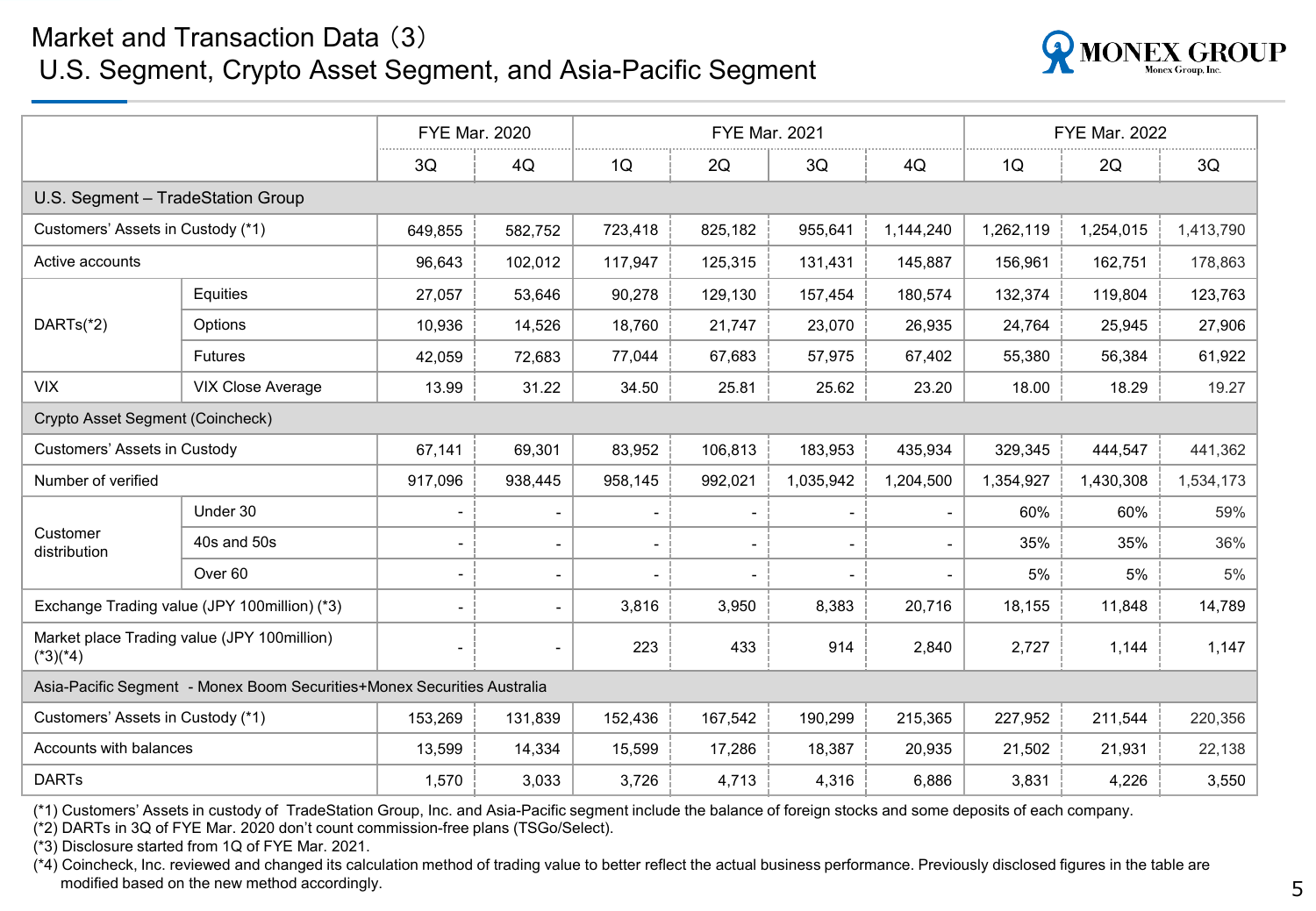# Market and Transaction Data（3）
## U.S. Segment, Crypto Asset Segment, and Asia-Pacific Segment

| | | FYE Mar. 2020 | | FYE Mar. 2021 | | | | FYE Mar. 2022 | | |
|---|---|---|---|---|---|---|---|---|---|---|
| | | 3Q | 4Q | 1Q | 2Q | 3Q | 4Q | 1Q | 2Q | 3Q |
| **U.S. Segment – TradeStation Group** | | | | | | | | | | |
| Customers' Assets in Custody (*1) | | 649,855 | 582,752 | 723,418 | 825,182 | 955,641 | 1,144,240 | 1,262,119 | 1,254,015 | 1,413,790 |
| Active accounts | | 96,643 | 102,012 | 117,947 | 125,315 | 131,431 | 145,887 | 156,961 | 162,751 | 178,863 |
| DARTs(*2) | Equities | 27,057 | 53,646 | 90,278 | 129,130 | 157,454 | 180,574 | 132,374 | 119,804 | 123,763 |
| | Options | 10,936 | 14,526 | 18,760 | 21,747 | 23,070 | 26,935 | 24,764 | 25,945 | 27,906 |
| | Futures | 42,059 | 72,683 | 77,044 | 67,683 | 57,975 | 67,402 | 55,380 | 56,384 | 61,922 |
| VIX | VIX Close Average | 13.99 | 31.22 | 34.50 | 25.81 | 25.62 | 23.20 | 18.00 | 18.29 | 19.27 |
| **Crypto Asset Segment (Coincheck)** | | | | | | | | | | |
| Customers' Assets in Custody | | 67,141 | 69,301 | 83,952 | 106,813 | 183,953 | 435,934 | 329,345 | 444,547 | 441,362 |
| Number of verified | | 917,096 | 938,445 | 958,145 | 992,021 | 1,035,942 | 1,204,500 | 1,354,927 | 1,430,308 | 1,534,173 |
| Customer distribution | Under 30 | - | - | - | - | - | - | 60% | 60% | 59% |
| | 40s and 50s | - | - | - | - | - | - | 35% | 35% | 36% |
| | Over 60 | - | - | - | - | - | - | 5% | 5% | 5% |
| Exchange Trading value (JPY 100million) (*3) | | - | - | 3,816 | 3,950 | 8,383 | 20,716 | 18,155 | 11,848 | 14,789 |
| Market place Trading value (JPY 100million) (*3)(*4) | | - | - | 223 | 433 | 914 | 2,840 | 2,727 | 1,144 | 1,147 |
| **Asia-Pacific Segment - Monex Boom Securities+Monex Securities Australia** | | | | | | | | | | |
| Customers' Assets in Custody (*1) | | 153,269 | 131,839 | 152,436 | 167,542 | 190,299 | 215,365 | 227,952 | 211,544 | 220,356 |
| Accounts with balances | | 13,599 | 14,334 | 15,599 | 17,286 | 18,387 | 20,935 | 21,502 | 21,931 | 22,138 |
| DARTs | | 1,570 | 3,033 | 3,726 | 4,713 | 4,316 | 6,886 | 3,831 | 4,226 | 3,550 |

(*1) Customers' Assets in custody of TradeStation Group, Inc. and Asia-Pacific segment include the balance of foreign stocks and some deposits of each company.
(*2) DARTs in 3Q of FYE Mar. 2020 don't count commission-free plans (TSGo/Select).
(*3) Disclosure started from 1Q of FYE Mar. 2021.
(*4) Coincheck, Inc. reviewed and changed its calculation method of trading value to better reflect the actual business performance. Previously disclosed figures in the table are modified based on the new method accordingly.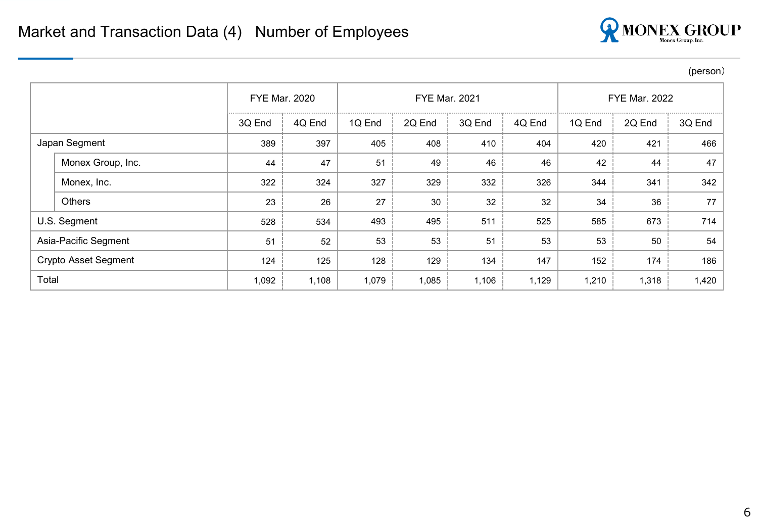# Market and Transaction Data (4) Number of Employees

(person)

| | | FYE Mar. 2020 | | FYE Mar. 2021 | | | | FYE Mar. 2022 | | |
|---|---|---|---|---|---|---|---|---|---|---|
| | | 3Q End | 4Q End | 1Q End | 2Q End | 3Q End | 4Q End | 1Q End | 2Q End | 3Q End |
| Japan Segment | | 389 | 397 | 405 | 408 | 410 | 404 | 420 | 421 | 466 |
| | Monex Group, Inc. | 44 | 47 | 51 | 49 | 46 | 46 | 42 | 44 | 47 |
| | Monex, Inc. | 322 | 324 | 327 | 329 | 332 | 326 | 344 | 341 | 342 |
| | Others | 23 | 26 | 27 | 30 | 32 | 32 | 34 | 36 | 77 |
| U.S. Segment | | 528 | 534 | 493 | 495 | 511 | 525 | 585 | 673 | 714 |
| Asia-Pacific Segment | | 51 | 52 | 53 | 53 | 51 | 53 | 53 | 50 | 54 |
| Crypto Asset Segment | | 124 | 125 | 128 | 129 | 134 | 147 | 152 | 174 | 186 |
| Total | | 1,092 | 1,108 | 1,079 | 1,085 | 1,106 | 1,129 | 1,210 | 1,318 | 1,420 |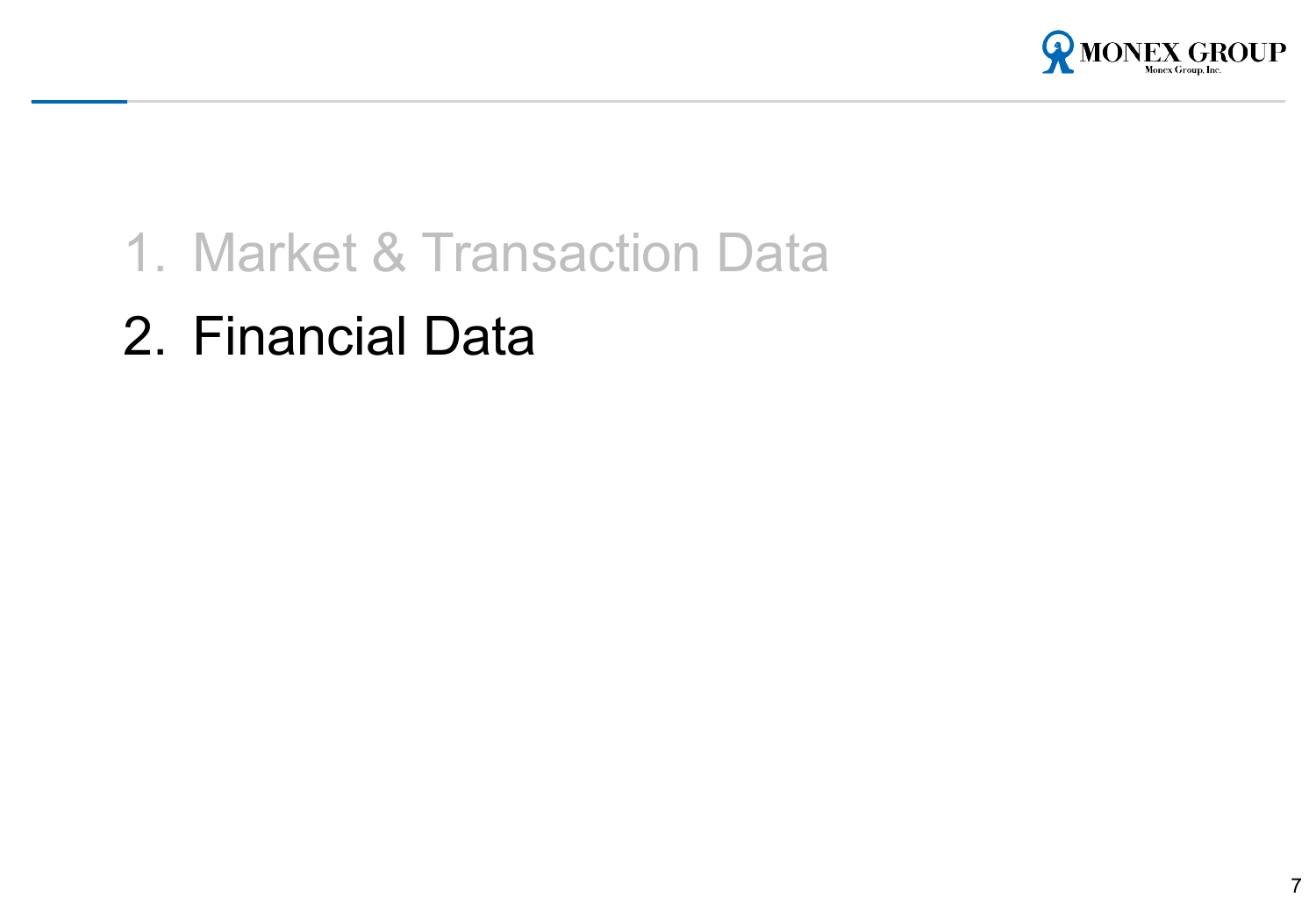1. Market & Transaction Data
2. Financial Data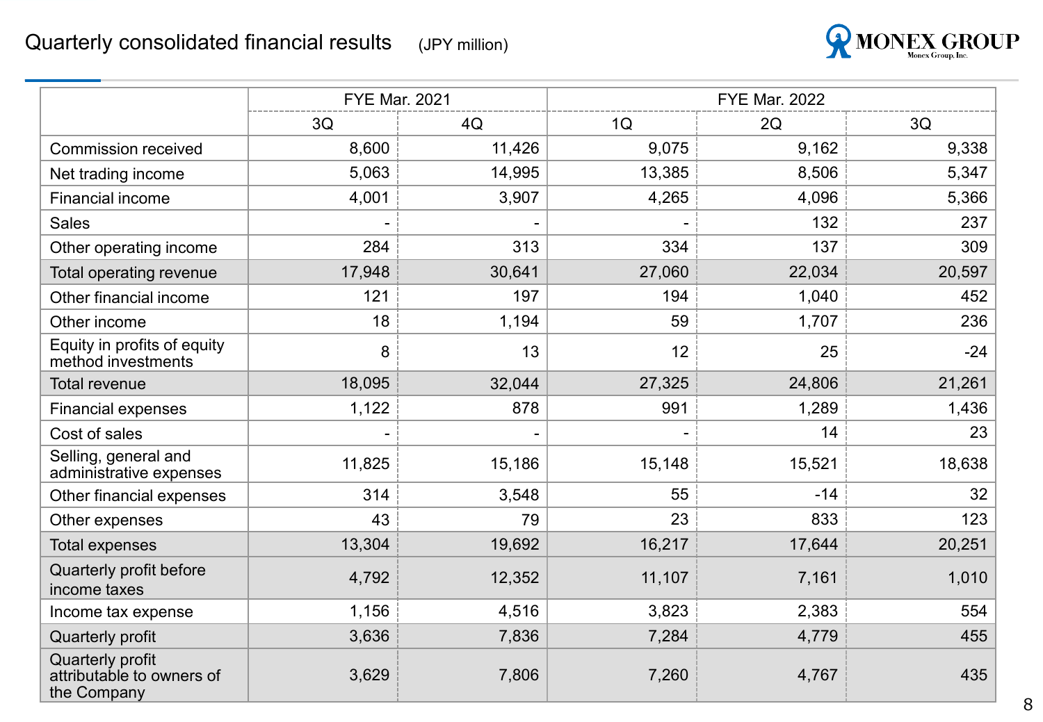# Quarterly consolidated financial results (JPY million)

| | FYE Mar. 2021 | | FYE Mar. 2022 | | |
|---|---|---|---|---|---|
| | 3Q | 4Q | 1Q | 2Q | 3Q |
| Commission received | 8,600 | 11,426 | 9,075 | 9,162 | 9,338 |
| Net trading income | 5,063 | 14,995 | 13,385 | 8,506 | 5,347 |
| Financial income | 4,001 | 3,907 | 4,265 | 4,096 | 5,366 |
| Sales | - | - | - | 132 | 237 |
| Other operating income | 284 | 313 | 334 | 137 | 309 |
| Total operating revenue | 17,948 | 30,641 | 27,060 | 22,034 | 20,597 |
| Other financial income | 121 | 197 | 194 | 1,040 | 452 |
| Other income | 18 | 1,194 | 59 | 1,707 | 236 |
| Equity in profits of equity method investments | 8 | 13 | 12 | 25 | -24 |
| Total revenue | 18,095 | 32,044 | 27,325 | 24,806 | 21,261 |
| Financial expenses | 1,122 | 878 | 991 | 1,289 | 1,436 |
| Cost of sales | - | - | - | 14 | 23 |
| Selling, general and administrative expenses | 11,825 | 15,186 | 15,148 | 15,521 | 18,638 |
| Other financial expenses | 314 | 3,548 | 55 | -14 | 32 |
| Other expenses | 43 | 79 | 23 | 833 | 123 |
| Total expenses | 13,304 | 19,692 | 16,217 | 17,644 | 20,251 |
| Quarterly profit before income taxes | 4,792 | 12,352 | 11,107 | 7,161 | 1,010 |
| Income tax expense | 1,156 | 4,516 | 3,823 | 2,383 | 554 |
| Quarterly profit | 3,636 | 7,836 | 7,284 | 4,779 | 455 |
| Quarterly profit attributable to owners of the Company | 3,629 | 7,806 | 7,260 | 4,767 | 435 |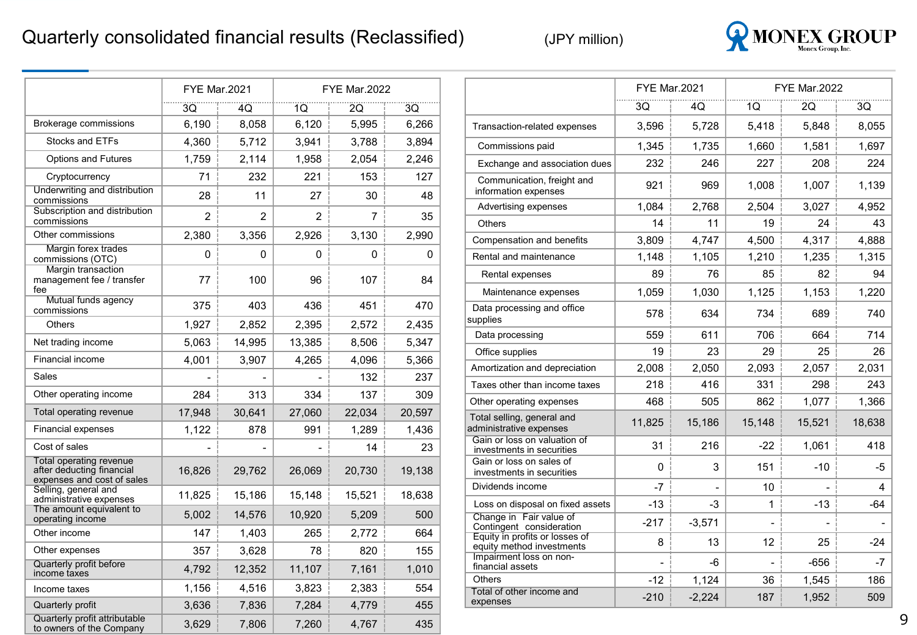# Quarterly consolidated financial results (Reclassified)

(JPY million)

| | FYE Mar.2021 | | FYE Mar.2022 | | |
|---|---|---|---|---|---|
| | 3Q | 4Q | 1Q | 2Q | 3Q |
| Brokerage commissions | 6,190 | 8,058 | 6,120 | 5,995 | 6,266 |
| Stocks and ETFs | 4,360 | 5,712 | 3,941 | 3,788 | 3,894 |
| Options and Futures | 1,759 | 2,114 | 1,958 | 2,054 | 2,246 |
| Cryptocurrency | 71 | 232 | 221 | 153 | 127 |
| Underwriting and distribution commissions | 28 | 11 | 27 | 30 | 48 |
| Subscription and distribution commissions | 2 | 2 | 2 | 7 | 35 |
| Other commissions | 2,380 | 3,356 | 2,926 | 3,130 | 2,990 |
| Margin forex trades commissions (OTC) | 0 | 0 | 0 | 0 | 0 |
| Margin transaction management fee / transfer fee | 77 | 100 | 96 | 107 | 84 |
| Mutual funds agency commissions | 375 | 403 | 436 | 451 | 470 |
| Others | 1,927 | 2,852 | 2,395 | 2,572 | 2,435 |
| Net trading income | 5,063 | 14,995 | 13,385 | 8,506 | 5,347 |
| Financial income | 4,001 | 3,907 | 4,265 | 4,096 | 5,366 |
| Sales | - | - | - | 132 | 237 |
| Other operating income | 284 | 313 | 334 | 137 | 309 |
| Total operating revenue | 17,948 | 30,641 | 27,060 | 22,034 | 20,597 |
| Financial expenses | 1,122 | 878 | 991 | 1,289 | 1,436 |
| Cost of sales | - | - | - | 14 | 23 |
| Total operating revenue after deducting financial expenses and cost of sales | 16,826 | 29,762 | 26,069 | 20,730 | 19,138 |
| Selling, general and administrative expenses | 11,825 | 15,186 | 15,148 | 15,521 | 18,638 |
| The amount equivalent to operating income | 5,002 | 14,576 | 10,920 | 5,209 | 500 |
| Other income | 147 | 1,403 | 265 | 2,772 | 664 |
| Other expenses | 357 | 3,628 | 78 | 820 | 155 |
| Quarterly profit before income taxes | 4,792 | 12,352 | 11,107 | 7,161 | 1,010 |
| Income taxes | 1,156 | 4,516 | 3,823 | 2,383 | 554 |
| Quarterly profit | 3,636 | 7,836 | 7,284 | 4,779 | 455 |
| Quarterly profit attributable to owners of the Company | 3,629 | 7,806 | 7,260 | 4,767 | 435 |

| | FYE Mar.2021 | | FYE Mar.2022 | | |
|---|---|---|---|---|---|
| | 3Q | 4Q | 1Q | 2Q | 3Q |
| Transaction-related expenses | 3,596 | 5,728 | 5,418 | 5,848 | 8,055 |
| Commissions paid | 1,345 | 1,735 | 1,660 | 1,581 | 1,697 |
| Exchange and association dues | 232 | 246 | 227 | 208 | 224 |
| Communication, freight and information expenses | 921 | 969 | 1,008 | 1,007 | 1,139 |
| Advertising expenses | 1,084 | 2,768 | 2,504 | 3,027 | 4,952 |
| Others | 14 | 11 | 19 | 24 | 43 |
| Compensation and benefits | 3,809 | 4,747 | 4,500 | 4,317 | 4,888 |
| Rental and maintenance | 1,148 | 1,105 | 1,210 | 1,235 | 1,315 |
| Rental expenses | 89 | 76 | 85 | 82 | 94 |
| Maintenance expenses | 1,059 | 1,030 | 1,125 | 1,153 | 1,220 |
| Data processing and office supplies | 578 | 634 | 734 | 689 | 740 |
| Data processing | 559 | 611 | 706 | 664 | 714 |
| Office supplies | 19 | 23 | 29 | 25 | 26 |
| Amortization and depreciation | 2,008 | 2,050 | 2,093 | 2,057 | 2,031 |
| Taxes other than income taxes | 218 | 416 | 331 | 298 | 243 |
| Other operating expenses | 468 | 505 | 862 | 1,077 | 1,366 |
| Total selling, general and administrative expenses | 11,825 | 15,186 | 15,148 | 15,521 | 18,638 |
| Gain or loss on valuation of investments in securities | 31 | 216 | -22 | 1,061 | 418 |
| Gain or loss on sales of investments in securities | 0 | 3 | 151 | -10 | -5 |
| Dividends income | -7 | - | 10 | - | 4 |
| Loss on disposal on fixed assets | -13 | -3 | 1 | -13 | -64 |
| Change in Fair value of Contingent consideration | -217 | -3,571 | - | - | - |
| Equity in profits or losses of equity method investments | 8 | 13 | 12 | 25 | -24 |
| Impairment loss on non-financial assets | - | -6 | - | -656 | -7 |
| Others | -12 | 1,124 | 36 | 1,545 | 186 |
| Total of other income and expenses | -210 | -2,224 | 187 | 1,952 | 509 |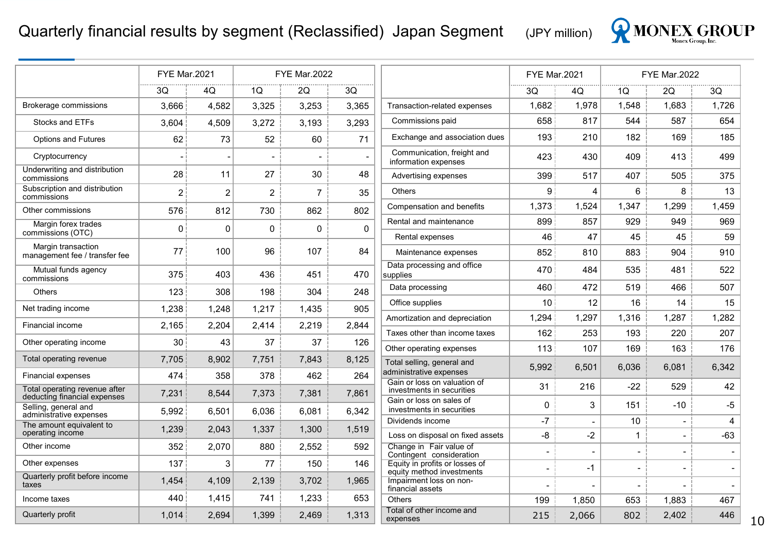# Quarterly financial results by segment (Reclassified) Japan Segment

(JPY million)

| | FYE Mar.2021 | | FYE Mar.2022 | | |
|---|---|---|---|---|---|
| | 3Q | 4Q | 1Q | 2Q | 3Q |
| Brokerage commissions | 3,666 | 4,582 | 3,325 | 3,253 | 3,365 |
| Stocks and ETFs | 3,604 | 4,509 | 3,272 | 3,193 | 3,293 |
| Options and Futures | 62 | 73 | 52 | 60 | 71 |
| Cryptocurrency | - | - | - | - | - |
| Underwriting and distribution commissions | 28 | 11 | 27 | 30 | 48 |
| Subscription and distribution commissions | 2 | 2 | 2 | 7 | 35 |
| Other commissions | 576 | 812 | 730 | 862 | 802 |
| Margin forex trades commissions (OTC) | 0 | 0 | 0 | 0 | 0 |
| Margin transaction management fee / transfer fee | 77 | 100 | 96 | 107 | 84 |
| Mutual funds agency commissions | 375 | 403 | 436 | 451 | 470 |
| Others | 123 | 308 | 198 | 304 | 248 |
| Net trading income | 1,238 | 1,248 | 1,217 | 1,435 | 905 |
| Financial income | 2,165 | 2,204 | 2,414 | 2,219 | 2,844 |
| Other operating income | 30 | 43 | 37 | 37 | 126 |
| Total operating revenue | 7,705 | 8,902 | 7,751 | 7,843 | 8,125 |
| Financial expenses | 474 | 358 | 378 | 462 | 264 |
| Total operating revenue after deducting financial expenses | 7,231 | 8,544 | 7,373 | 7,381 | 7,861 |
| Selling, general and administrative expenses | 5,992 | 6,501 | 6,036 | 6,081 | 6,342 |
| The amount equivalent to operating income | 1,239 | 2,043 | 1,337 | 1,300 | 1,519 |
| Other income | 352 | 2,070 | 880 | 2,552 | 592 |
| Other expenses | 137 | 3 | 77 | 150 | 146 |
| Quarterly profit before income taxes | 1,454 | 4,109 | 2,139 | 3,702 | 1,965 |
| Income taxes | 440 | 1,415 | 741 | 1,233 | 653 |
| Quarterly profit | 1,014 | 2,694 | 1,399 | 2,469 | 1,313 |

| | FYE Mar.2021 | | FYE Mar.2022 | | |
|---|---|---|---|---|---|
| | 3Q | 4Q | 1Q | 2Q | 3Q |
| Transaction-related expenses | 1,682 | 1,978 | 1,548 | 1,683 | 1,726 |
| Commissions paid | 658 | 817 | 544 | 587 | 654 |
| Exchange and association dues | 193 | 210 | 182 | 169 | 185 |
| Communication, freight and information expenses | 423 | 430 | 409 | 413 | 499 |
| Advertising expenses | 399 | 517 | 407 | 505 | 375 |
| Others | 9 | 4 | 6 | 8 | 13 |
| Compensation and benefits | 1,373 | 1,524 | 1,347 | 1,299 | 1,459 |
| Rental and maintenance | 899 | 857 | 929 | 949 | 969 |
| Rental expenses | 46 | 47 | 45 | 45 | 59 |
| Maintenance expenses | 852 | 810 | 883 | 904 | 910 |
| Data processing and office supplies | 470 | 484 | 535 | 481 | 522 |
| Data processing | 460 | 472 | 519 | 466 | 507 |
| Office supplies | 10 | 12 | 16 | 14 | 15 |
| Amortization and depreciation | 1,294 | 1,297 | 1,316 | 1,287 | 1,282 |
| Taxes other than income taxes | 162 | 253 | 193 | 220 | 207 |
| Other operating expenses | 113 | 107 | 169 | 163 | 176 |
| Total selling, general and administrative expenses | 5,992 | 6,501 | 6,036 | 6,081 | 6,342 |
| Gain or loss on valuation of investments in securities | 31 | 216 | -22 | 529 | 42 |
| Gain or loss on sales of investments in securities | 0 | 3 | 151 | -10 | -5 |
| Dividends income | -7 | - | 10 | - | 4 |
| Loss on disposal on fixed assets | -8 | -2 | 1 | - | -63 |
| Change in Fair value of Contingent consideration | - | - | - | - | - |
| Equity in profits or losses of equity method investments | - | -1 | - | - | - |
| Impairment loss on non-financial assets | - | - | - | - | - |
| Others | 199 | 1,850 | 653 | 1,883 | 467 |
| Total of other income and expenses | 215 | 2,066 | 802 | 2,402 | 446 |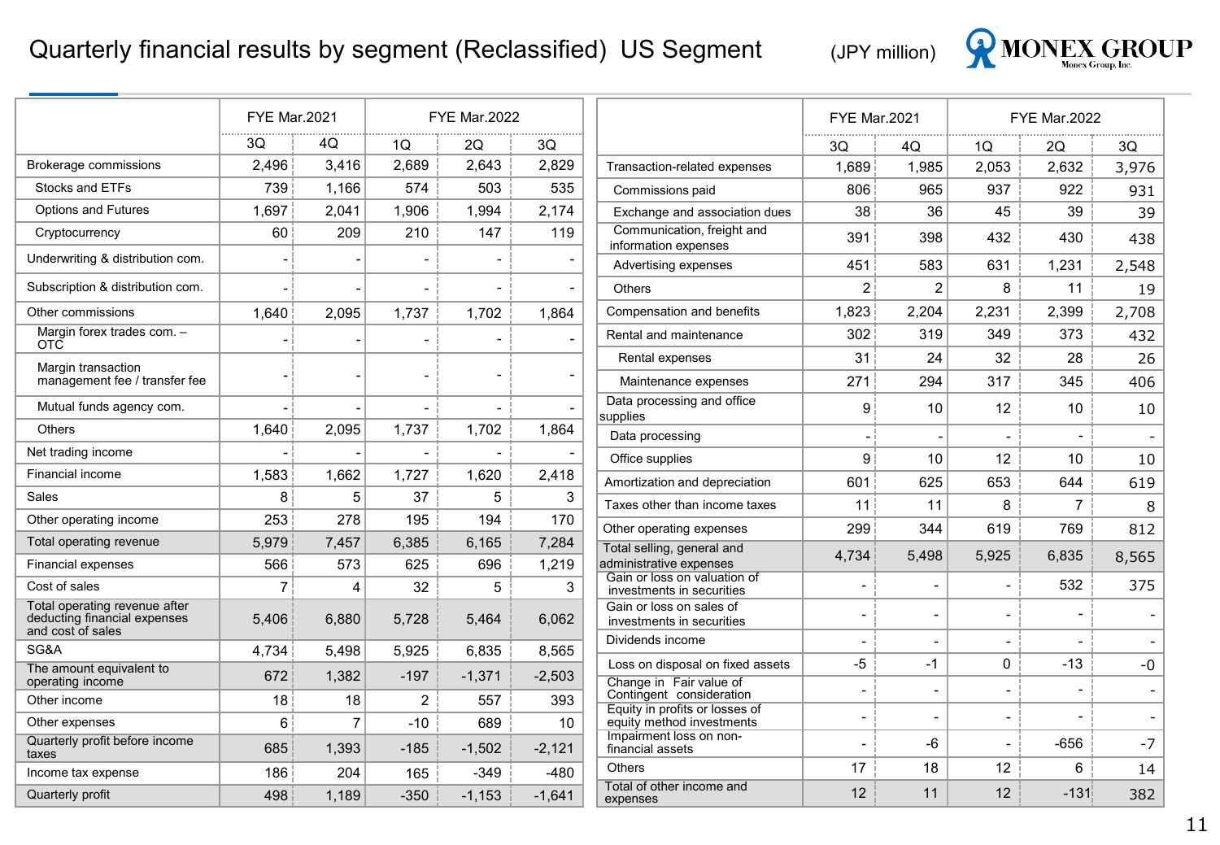# Quarterly financial results by segment (Reclassified) US Segment

(JPY million)

| | FYE Mar.2021 | | FYE Mar.2022 | | |
|---|---|---|---|---|---|
| | 3Q | 4Q | 1Q | 2Q | 3Q |
| Brokerage commissions | 2,496 | 3,416 | 2,689 | 2,643 | 2,829 |
| Stocks and ETFs | 739 | 1,166 | 574 | 503 | 535 |
| Options and Futures | 1,697 | 2,041 | 1,906 | 1,994 | 2,174 |
| Cryptocurrency | 60 | 209 | 210 | 147 | 119 |
| Underwriting & distribution com. | - | - | - | - | - |
| Subscription & distribution com. | - | - | - | - | - |
| Other commissions | 1,640 | 2,095 | 1,737 | 1,702 | 1,864 |
| Margin forex trades com. – OTC | - | - | - | - | - |
| Margin transaction management fee / transfer fee | - | - | - | - | - |
| Mutual funds agency com. | - | - | - | - | - |
| Others | 1,640 | 2,095 | 1,737 | 1,702 | 1,864 |
| Net trading income | - | - | - | - | - |
| Financial income | 1,583 | 1,662 | 1,727 | 1,620 | 2,418 |
| Sales | 8 | 5 | 37 | 5 | 3 |
| Other operating income | 253 | 278 | 195 | 194 | 170 |
| Total operating revenue | 5,979 | 7,457 | 6,385 | 6,165 | 7,284 |
| Financial expenses | 566 | 573 | 625 | 696 | 1,219 |
| Cost of sales | 7 | 4 | 32 | 5 | 3 |
| Total operating revenue after deducting financial expenses and cost of sales | 5,406 | 6,880 | 5,728 | 5,464 | 6,062 |
| SG&A | 4,734 | 5,498 | 5,925 | 6,835 | 8,565 |
| The amount equivalent to operating income | 672 | 1,382 | -197 | -1,371 | -2,503 |
| Other income | 18 | 18 | 2 | 557 | 393 |
| Other expenses | 6 | 7 | -10 | 689 | 10 |
| Quarterly profit before income taxes | 685 | 1,393 | -185 | -1,502 | -2,121 |
| Income tax expense | 186 | 204 | 165 | -349 | -480 |
| Quarterly profit | 498 | 1,189 | -350 | -1,153 | -1,641 |

| | FYE Mar.2021 | | FYE Mar.2022 | | |
|---|---|---|---|---|---|
| | 3Q | 4Q | 1Q | 2Q | 3Q |
| Transaction-related expenses | 1,689 | 1,985 | 2,053 | 2,632 | 3,976 |
| Commissions paid | 806 | 965 | 937 | 922 | 931 |
| Exchange and association dues | 38 | 36 | 45 | 39 | 39 |
| Communication, freight and information expenses | 391 | 398 | 432 | 430 | 438 |
| Advertising expenses | 451 | 583 | 631 | 1,231 | 2,548 |
| Others | 2 | 2 | 8 | 11 | 19 |
| Compensation and benefits | 1,823 | 2,204 | 2,231 | 2,399 | 2,708 |
| Rental and maintenance | 302 | 319 | 349 | 373 | 432 |
| Rental expenses | 31 | 24 | 32 | 28 | 26 |
| Maintenance expenses | 271 | 294 | 317 | 345 | 406 |
| Data processing and office supplies | 9 | 10 | 12 | 10 | 10 |
| Data processing | - | - | - | - | - |
| Office supplies | 9 | 10 | 12 | 10 | 10 |
| Amortization and depreciation | 601 | 625 | 653 | 644 | 619 |
| Taxes other than income taxes | 11 | 11 | 8 | 7 | 8 |
| Other operating expenses | 299 | 344 | 619 | 769 | 812 |
| Total selling, general and administrative expenses | 4,734 | 5,498 | 5,925 | 6,835 | 8,565 |
| Gain or loss on valuation of investments in securities | - | - | - | 532 | 375 |
| Gain or loss on sales of investments in securities | - | - | - | - | - |
| Dividends income | - | - | - | - | - |
| Loss on disposal on fixed assets | -5 | -1 | 0 | -13 | -0 |
| Change in Fair value of Contingent consideration | - | - | - | - | - |
| Equity in profits or losses of equity method investments | - | - | - | - | - |
| Impairment loss on non-financial assets | - | -6 | - | -656 | -7 |
| Others | 17 | 18 | 12 | 6 | 14 |
| Total of other income and expenses | 12 | 11 | 12 | -131 | 382 |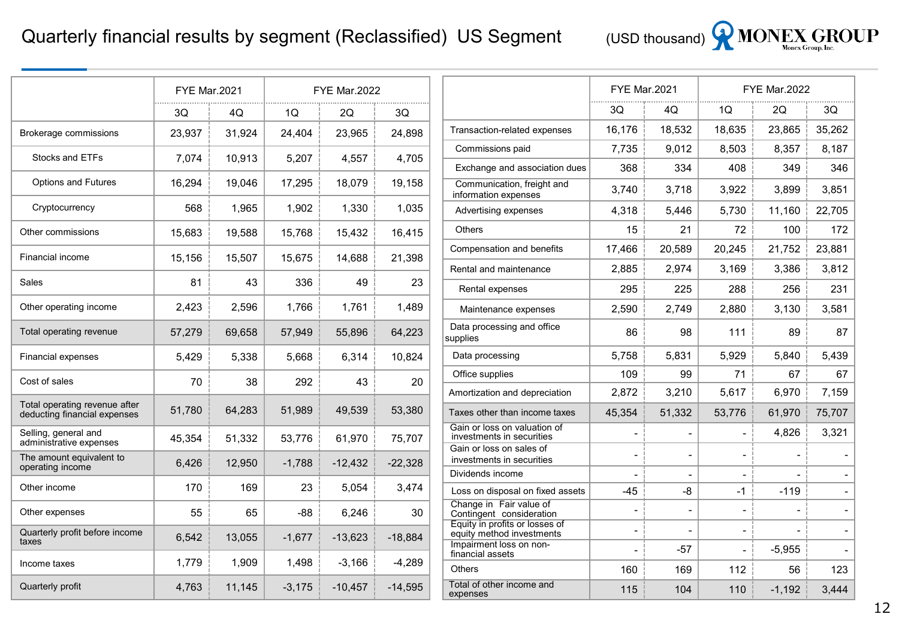# Quarterly financial results by segment (Reclassified) US Segment

(USD thousand)

| | FYE Mar.2021 | | FYE Mar.2022 | | |
|---|---|---|---|---|---|
| | 3Q | 4Q | 1Q | 2Q | 3Q |
| Brokerage commissions | 23,937 | 31,924 | 24,404 | 23,965 | 24,898 |
| Stocks and ETFs | 7,074 | 10,913 | 5,207 | 4,557 | 4,705 |
| Options and Futures | 16,294 | 19,046 | 17,295 | 18,079 | 19,158 |
| Cryptocurrency | 568 | 1,965 | 1,902 | 1,330 | 1,035 |
| Other commissions | 15,683 | 19,588 | 15,768 | 15,432 | 16,415 |
| Financial income | 15,156 | 15,507 | 15,675 | 14,688 | 21,398 |
| Sales | 81 | 43 | 336 | 49 | 23 |
| Other operating income | 2,423 | 2,596 | 1,766 | 1,761 | 1,489 |
| Total operating revenue | 57,279 | 69,658 | 57,949 | 55,896 | 64,223 |
| Financial expenses | 5,429 | 5,338 | 5,668 | 6,314 | 10,824 |
| Cost of sales | 70 | 38 | 292 | 43 | 20 |
| Total operating revenue after deducting financial expenses | 51,780 | 64,283 | 51,989 | 49,539 | 53,380 |
| Selling, general and administrative expenses | 45,354 | 51,332 | 53,776 | 61,970 | 75,707 |
| The amount equivalent to operating income | 6,426 | 12,950 | -1,788 | -12,432 | -22,328 |
| Other income | 170 | 169 | 23 | 5,054 | 3,474 |
| Other expenses | 55 | 65 | -88 | 6,246 | 30 |
| Quarterly profit before income taxes | 6,542 | 13,055 | -1,677 | -13,623 | -18,884 |
| Income taxes | 1,779 | 1,909 | 1,498 | -3,166 | -4,289 |
| Quarterly profit | 4,763 | 11,145 | -3,175 | -10,457 | -14,595 |

| | FYE Mar.2021 | | FYE Mar.2022 | | |
|---|---|---|---|---|---|
| | 3Q | 4Q | 1Q | 2Q | 3Q |
| Transaction-related expenses | 16,176 | 18,532 | 18,635 | 23,865 | 35,262 |
| Commissions paid | 7,735 | 9,012 | 8,503 | 8,357 | 8,187 |
| Exchange and association dues | 368 | 334 | 408 | 349 | 346 |
| Communication, freight and information expenses | 3,740 | 3,718 | 3,922 | 3,899 | 3,851 |
| Advertising expenses | 4,318 | 5,446 | 5,730 | 11,160 | 22,705 |
| Others | 15 | 21 | 72 | 100 | 172 |
| Compensation and benefits | 17,466 | 20,589 | 20,245 | 21,752 | 23,881 |
| Rental and maintenance | 2,885 | 2,974 | 3,169 | 3,386 | 3,812 |
| Rental expenses | 295 | 225 | 288 | 256 | 231 |
| Maintenance expenses | 2,590 | 2,749 | 2,880 | 3,130 | 3,581 |
| Data processing and office supplies | 86 | 98 | 111 | 89 | 87 |
| Data processing | 5,758 | 5,831 | 5,929 | 5,840 | 5,439 |
| Office supplies | 109 | 99 | 71 | 67 | 67 |
| Amortization and depreciation | 2,872 | 3,210 | 5,617 | 6,970 | 7,159 |
| Taxes other than income taxes | 45,354 | 51,332 | 53,776 | 61,970 | 75,707 |
| Gain or loss on valuation of investments in securities | - | - | - | 4,826 | 3,321 |
| Gain or loss on sales of investments in securities | - | - | - | - | - |
| Dividends income | - | - | - | - | - |
| Loss on disposal on fixed assets | -45 | -8 | -1 | -119 | - |
| Change in Fair value of Contingent consideration | - | - | - | - | - |
| Equity in profits or losses of equity method investments | - | - | - | - | - |
| Impairment loss on non-financial assets | - | -57 | - | -5,955 | - |
| Others | 160 | 169 | 112 | 56 | 123 |
| Total of other income and expenses | 115 | 104 | 110 | -1,192 | 3,444 |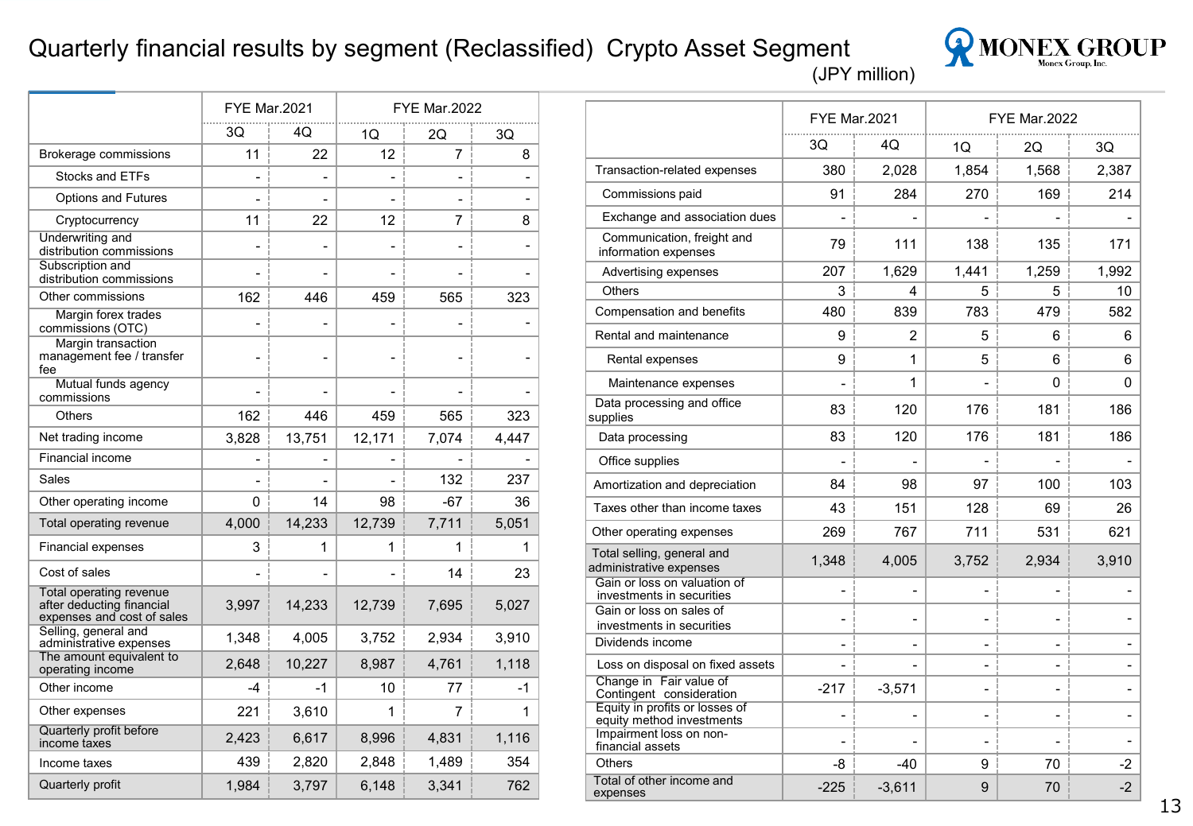# Quarterly financial results by segment (Reclassified) Crypto Asset Segment

(JPY million)

| | FYE Mar.2021 | | FYE Mar.2022 | | |
|---|---|---|---|---|---|
| | 3Q | 4Q | 1Q | 2Q | 3Q |
| Brokerage commissions | 11 | 22 | 12 | 7 | 8 |
| Stocks and ETFs | - | - | - | - | - |
| Options and Futures | - | - | - | - | - |
| Cryptocurrency | 11 | 22 | 12 | 7 | 8 |
| Underwriting and distribution commissions | - | - | - | - | - |
| Subscription and distribution commissions | - | - | - | - | - |
| Other commissions | 162 | 446 | 459 | 565 | 323 |
| Margin forex trades commissions (OTC) | - | - | - | - | - |
| Margin transaction management fee / transfer fee | - | - | - | - | - |
| Mutual funds agency commissions | - | - | - | - | - |
| Others | 162 | 446 | 459 | 565 | 323 |
| Net trading income | 3,828 | 13,751 | 12,171 | 7,074 | 4,447 |
| Financial income | - | - | - | - | - |
| Sales | - | - | - | 132 | 237 |
| Other operating income | 0 | 14 | 98 | -67 | 36 |
| Total operating revenue | 4,000 | 14,233 | 12,739 | 7,711 | 5,051 |
| Financial expenses | 3 | 1 | 1 | 1 | 1 |
| Cost of sales | - | - | - | 14 | 23 |
| Total operating revenue after deducting financial expenses and cost of sales | 3,997 | 14,233 | 12,739 | 7,695 | 5,027 |
| Selling, general and administrative expenses | 1,348 | 4,005 | 3,752 | 2,934 | 3,910 |
| The amount equivalent to operating income | 2,648 | 10,227 | 8,987 | 4,761 | 1,118 |
| Other income | -4 | -1 | 10 | 77 | -1 |
| Other expenses | 221 | 3,610 | 1 | 7 | 1 |
| Quarterly profit before income taxes | 2,423 | 6,617 | 8,996 | 4,831 | 1,116 |
| Income taxes | 439 | 2,820 | 2,848 | 1,489 | 354 |
| Quarterly profit | 1,984 | 3,797 | 6,148 | 3,341 | 762 |

| | FYE Mar.2021 | | FYE Mar.2022 | | |
|---|---|---|---|---|---|
| | 3Q | 4Q | 1Q | 2Q | 3Q |
| Transaction-related expenses | 380 | 2,028 | 1,854 | 1,568 | 2,387 |
| Commissions paid | 91 | 284 | 270 | 169 | 214 |
| Exchange and association dues | - | - | - | - | - |
| Communication, freight and information expenses | 79 | 111 | 138 | 135 | 171 |
| Advertising expenses | 207 | 1,629 | 1,441 | 1,259 | 1,992 |
| Others | 3 | 4 | 5 | 5 | 10 |
| Compensation and benefits | 480 | 839 | 783 | 479 | 582 |
| Rental and maintenance | 9 | 2 | 5 | 6 | 6 |
| Rental expenses | 9 | 1 | 5 | 6 | 6 |
| Maintenance expenses | - | 1 | - | 0 | 0 |
| Data processing and office supplies | 83 | 120 | 176 | 181 | 186 |
| Data processing | 83 | 120 | 176 | 181 | 186 |
| Office supplies | - | - | - | - | - |
| Amortization and depreciation | 84 | 98 | 97 | 100 | 103 |
| Taxes other than income taxes | 43 | 151 | 128 | 69 | 26 |
| Other operating expenses | 269 | 767 | 711 | 531 | 621 |
| Total selling, general and administrative expenses | 1,348 | 4,005 | 3,752 | 2,934 | 3,910 |
| Gain or loss on valuation of investments in securities | - | - | - | - | - |
| Gain or loss on sales of investments in securities | - | - | - | - | - |
| Dividends income | - | - | - | - | - |
| Loss on disposal on fixed assets | - | - | - | - | - |
| Change in Fair value of Contingent consideration | -217 | -3,571 | - | - | - |
| Equity in profits or losses of equity method investments | - | - | - | - | - |
| Impairment loss on non-financial assets | - | - | - | - | - |
| Others | -8 | -40 | 9 | 70 | -2 |
| Total of other income and expenses | -225 | -3,611 | 9 | 70 | -2 |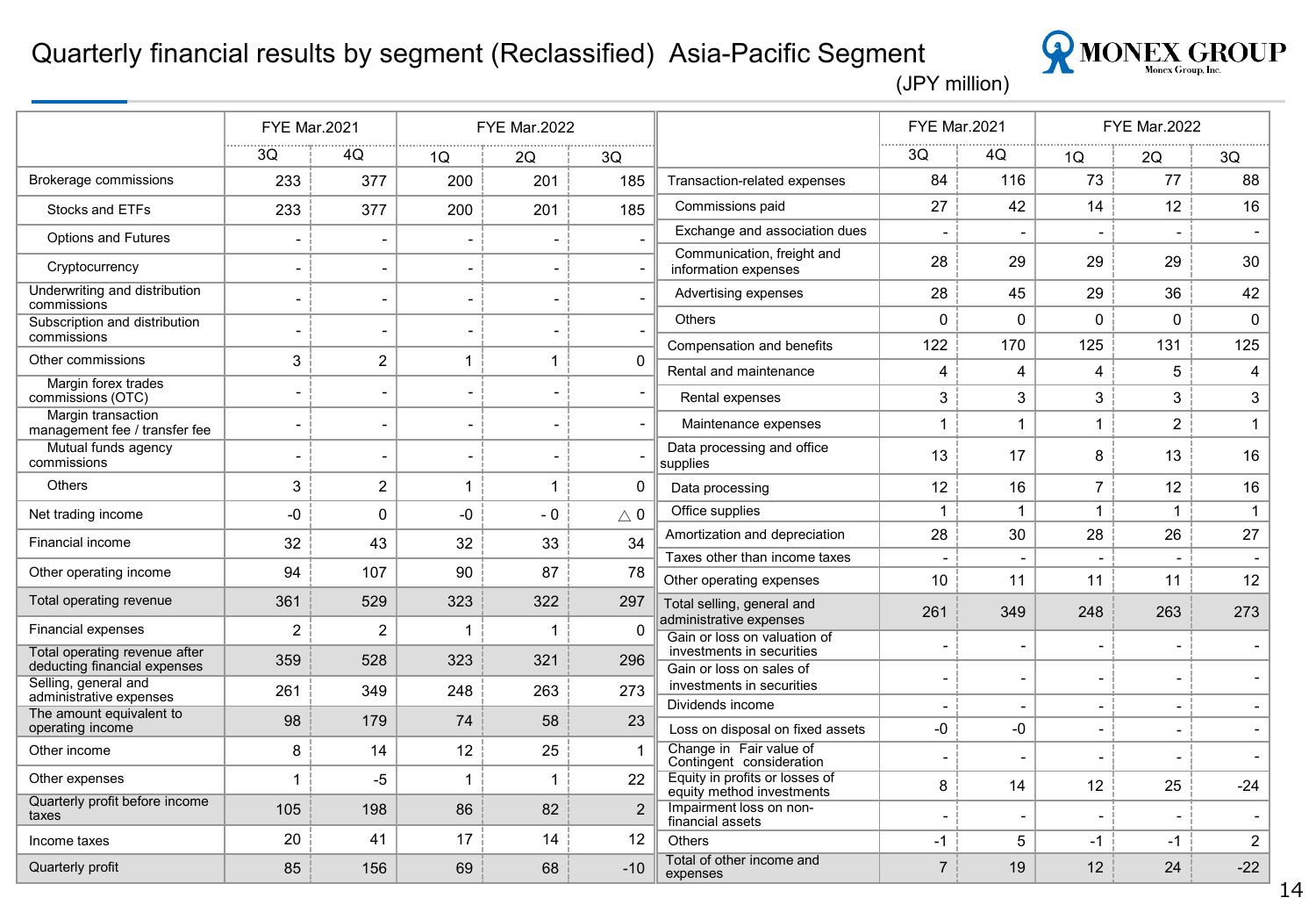# Quarterly financial results by segment (Reclassified) Asia-Pacific Segment

(JPY million)

| | FYE Mar.2021 | | FYE Mar.2022 | | |
|---|---|---|---|---|---|
| | 3Q | 4Q | 1Q | 2Q | 3Q |
| Brokerage commissions | 233 | 377 | 200 | 201 | 185 |
| Stocks and ETFs | 233 | 377 | 200 | 201 | 185 |
| Options and Futures | - | - | - | - | - |
| Cryptocurrency | - | - | - | - | - |
| Underwriting and distribution commissions | - | - | - | - | - |
| Subscription and distribution commissions | - | - | - | - | - |
| Other commissions | 3 | 2 | 1 | 1 | 0 |
| Margin forex trades commissions (OTC) | - | - | - | - | - |
| Margin transaction management fee / transfer fee | - | - | - | - | - |
| Mutual funds agency commissions | - | - | - | - | - |
| Others | 3 | 2 | 1 | 1 | 0 |
| Net trading income | -0 | 0 | -0 | - 0 | △ 0 |
| Financial income | 32 | 43 | 32 | 33 | 34 |
| Other operating income | 94 | 107 | 90 | 87 | 78 |
| Total operating revenue | 361 | 529 | 323 | 322 | 297 |
| Financial expenses | 2 | 2 | 1 | 1 | 0 |
| Total operating revenue after deducting financial expenses | 359 | 528 | 323 | 321 | 296 |
| Selling, general and administrative expenses | 261 | 349 | 248 | 263 | 273 |
| The amount equivalent to operating income | 98 | 179 | 74 | 58 | 23 |
| Other income | 8 | 14 | 12 | 25 | 1 |
| Other expenses | 1 | -5 | 1 | 1 | 22 |
| Quarterly profit before income taxes | 105 | 198 | 86 | 82 | 2 |
| Income taxes | 20 | 41 | 17 | 14 | 12 |
| Quarterly profit | 85 | 156 | 69 | 68 | -10 |

| | FYE Mar.2021 | | FYE Mar.2022 | | |
|---|---|---|---|---|---|
| | 3Q | 4Q | 1Q | 2Q | 3Q |
| Transaction-related expenses | 84 | 116 | 73 | 77 | 88 |
| Commissions paid | 27 | 42 | 14 | 12 | 16 |
| Exchange and association dues | - | - | - | - | - |
| Communication, freight and information expenses | 28 | 29 | 29 | 29 | 30 |
| Advertising expenses | 28 | 45 | 29 | 36 | 42 |
| Others | 0 | 0 | 0 | 0 | 0 |
| Compensation and benefits | 122 | 170 | 125 | 131 | 125 |
| Rental and maintenance | 4 | 4 | 4 | 5 | 4 |
| Rental expenses | 3 | 3 | 3 | 3 | 3 |
| Maintenance expenses | 1 | 1 | 1 | 2 | 1 |
| Data processing and office supplies | 13 | 17 | 8 | 13 | 16 |
| Data processing | 12 | 16 | 7 | 12 | 16 |
| Office supplies | 1 | 1 | 1 | 1 | 1 |
| Amortization and depreciation | 28 | 30 | 28 | 26 | 27 |
| Taxes other than income taxes | - | - | - | - | - |
| Other operating expenses | 10 | 11 | 11 | 11 | 12 |
| Total selling, general and administrative expenses | 261 | 349 | 248 | 263 | 273 |
| Gain or loss on valuation of investments in securities | - | - | - | - | - |
| Gain or loss on sales of investments in securities | - | - | - | - | - |
| Dividends income | - | - | - | - | - |
| Loss on disposal on fixed assets | -0 | -0 | - | - | - |
| Change in Fair value of Contingent consideration | - | - | - | - | - |
| Equity in profits or losses of equity method investments | 8 | 14 | 12 | 25 | -24 |
| Impairment loss on non-financial assets | - | - | - | - | - |
| Others | -1 | 5 | -1 | -1 | 2 |
| Total of other income and expenses | 7 | 19 | 12 | 24 | -22 |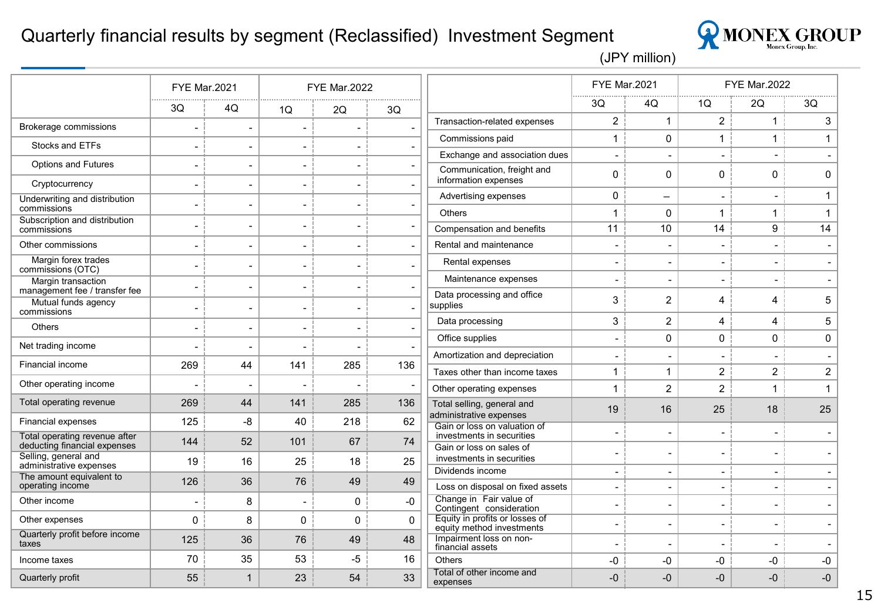# Quarterly financial results by segment (Reclassified) Investment Segment

(JPY million)

| | FYE Mar.2021 | | FYE Mar.2022 | | |
|---|---|---|---|---|---|
| | 3Q | 4Q | 1Q | 2Q | 3Q |
| Brokerage commissions | - | - | - | - | - |
| Stocks and ETFs | - | - | - | - | - |
| Options and Futures | - | - | - | - | - |
| Cryptocurrency | - | - | - | - | - |
| Underwriting and distribution commissions | - | - | - | - | - |
| Subscription and distribution commissions | - | - | - | - | - |
| Other commissions | - | - | - | - | - |
| Margin forex trades commissions (OTC) | - | - | - | - | - |
| Margin transaction management fee / transfer fee | - | - | - | - | - |
| Mutual funds agency commissions | - | - | - | - | - |
| Others | - | - | - | - | - |
| Net trading income | - | - | - | - | - |
| Financial income | 269 | 44 | 141 | 285 | 136 |
| Other operating income | - | - | - | - | - |
| Total operating revenue | 269 | 44 | 141 | 285 | 136 |
| Financial expenses | 125 | -8 | 40 | 218 | 62 |
| Total operating revenue after deducting financial expenses | 144 | 52 | 101 | 67 | 74 |
| Selling, general and administrative expenses | 19 | 16 | 25 | 18 | 25 |
| The amount equivalent to operating income | 126 | 36 | 76 | 49 | 49 |
| Other income | - | 8 | - | 0 | -0 |
| Other expenses | 0 | 8 | 0 | 0 | 0 |
| Quarterly profit before income taxes | 125 | 36 | 76 | 49 | 48 |
| Income taxes | 70 | 35 | 53 | -5 | 16 |
| Quarterly profit | 55 | 1 | 23 | 54 | 33 |

| | FYE Mar.2021 | | FYE Mar.2022 | | |
|---|---|---|---|---|---|
| | 3Q | 4Q | 1Q | 2Q | 3Q |
| Transaction-related expenses | 2 | 1 | 2 | 1 | 3 |
| Commissions paid | 1 | 0 | 1 | 1 | 1 |
| Exchange and association dues | - | - | - | - | - |
| Communication, freight and information expenses | 0 | 0 | 0 | 0 | 0 |
| Advertising expenses | 0 | – | - | - | 1 |
| Others | 1 | 0 | 1 | 1 | 1 |
| Compensation and benefits | 11 | 10 | 14 | 9 | 14 |
| Rental and maintenance | - | - | - | - | - |
| Rental expenses | - | - | - | - | - |
| Maintenance expenses | - | - | - | - | - |
| Data processing and office supplies | 3 | 2 | 4 | 4 | 5 |
| Data processing | 3 | 2 | 4 | 4 | 5 |
| Office supplies | - | 0 | 0 | 0 | 0 |
| Amortization and depreciation | - | - | - | - | - |
| Taxes other than income taxes | 1 | 1 | 2 | 2 | 2 |
| Other operating expenses | 1 | 2 | 2 | 1 | 1 |
| Total selling, general and administrative expenses | 19 | 16 | 25 | 18 | 25 |
| Gain or loss on valuation of investments in securities | - | - | - | - | - |
| Gain or loss on sales of investments in securities | - | - | - | - | - |
| Dividends income | - | - | - | - | - |
| Loss on disposal on fixed assets | - | - | - | - | - |
| Change in Fair value of Contingent consideration | - | - | - | - | - |
| Equity in profits or losses of equity method investments | - | - | - | - | - |
| Impairment loss on non-financial assets | - | - | - | - | - |
| Others | -0 | -0 | -0 | -0 | -0 |
| Total of other income and expenses | -0 | -0 | -0 | -0 | -0 |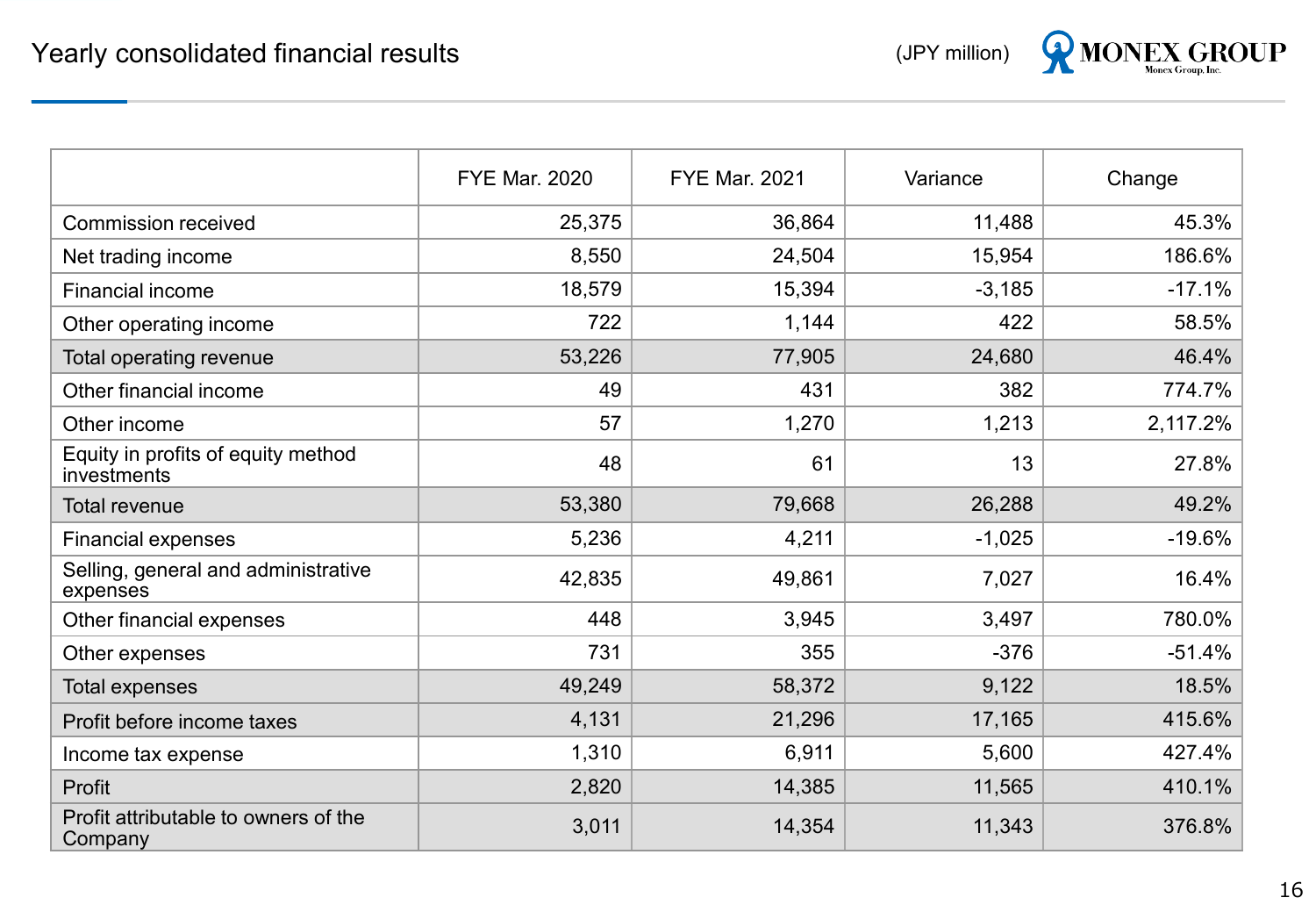# Yearly consolidated financial results

(JPY million)

| | FYE Mar. 2020 | FYE Mar. 2021 | Variance | Change |
|---|---|---|---|---|
| Commission received | 25,375 | 36,864 | 11,488 | 45.3% |
| Net trading income | 8,550 | 24,504 | 15,954 | 186.6% |
| Financial income | 18,579 | 15,394 | -3,185 | -17.1% |
| Other operating income | 722 | 1,144 | 422 | 58.5% |
| Total operating revenue | 53,226 | 77,905 | 24,680 | 46.4% |
| Other financial income | 49 | 431 | 382 | 774.7% |
| Other income | 57 | 1,270 | 1,213 | 2,117.2% |
| Equity in profits of equity method investments | 48 | 61 | 13 | 27.8% |
| Total revenue | 53,380 | 79,668 | 26,288 | 49.2% |
| Financial expenses | 5,236 | 4,211 | -1,025 | -19.6% |
| Selling, general and administrative expenses | 42,835 | 49,861 | 7,027 | 16.4% |
| Other financial expenses | 448 | 3,945 | 3,497 | 780.0% |
| Other expenses | 731 | 355 | -376 | -51.4% |
| Total expenses | 49,249 | 58,372 | 9,122 | 18.5% |
| Profit before income taxes | 4,131 | 21,296 | 17,165 | 415.6% |
| Income tax expense | 1,310 | 6,911 | 5,600 | 427.4% |
| Profit | 2,820 | 14,385 | 11,565 | 410.1% |
| Profit attributable to owners of the Company | 3,011 | 14,354 | 11,343 | 376.8% |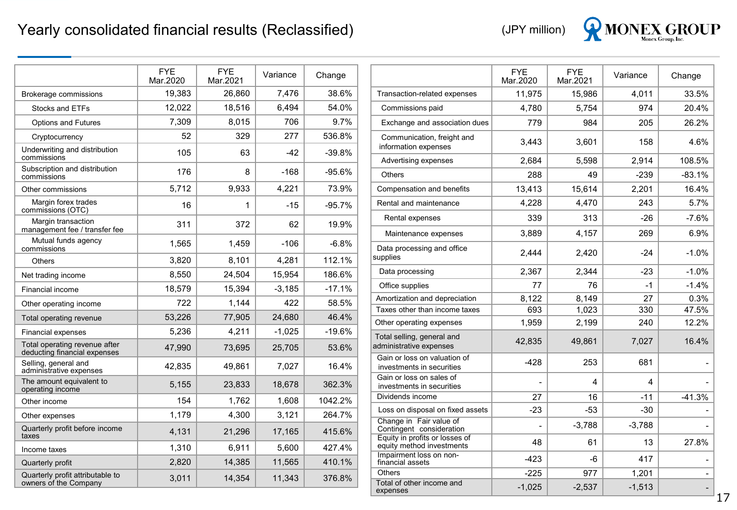# Yearly consolidated financial results (Reclassified)

(JPY million)

| | FYE Mar.2020 | FYE Mar.2021 | Variance | Change |
|---|---|---|---|---|
| Brokerage commissions | 19,383 | 26,860 | 7,476 | 38.6% |
| Stocks and ETFs | 12,022 | 18,516 | 6,494 | 54.0% |
| Options and Futures | 7,309 | 8,015 | 706 | 9.7% |
| Cryptocurrency | 52 | 329 | 277 | 536.8% |
| Underwriting and distribution commissions | 105 | 63 | -42 | -39.8% |
| Subscription and distribution commissions | 176 | 8 | -168 | -95.6% |
| Other commissions | 5,712 | 9,933 | 4,221 | 73.9% |
| Margin forex trades commissions (OTC) | 16 | 1 | -15 | -95.7% |
| Margin transaction management fee / transfer fee | 311 | 372 | 62 | 19.9% |
| Mutual funds agency commissions | 1,565 | 1,459 | -106 | -6.8% |
| Others | 3,820 | 8,101 | 4,281 | 112.1% |
| Net trading income | 8,550 | 24,504 | 15,954 | 186.6% |
| Financial income | 18,579 | 15,394 | -3,185 | -17.1% |
| Other operating income | 722 | 1,144 | 422 | 58.5% |
| Total operating revenue | 53,226 | 77,905 | 24,680 | 46.4% |
| Financial expenses | 5,236 | 4,211 | -1,025 | -19.6% |
| Total operating revenue after deducting financial expenses | 47,990 | 73,695 | 25,705 | 53.6% |
| Selling, general and administrative expenses | 42,835 | 49,861 | 7,027 | 16.4% |
| The amount equivalent to operating income | 5,155 | 23,833 | 18,678 | 362.3% |
| Other income | 154 | 1,762 | 1,608 | 1042.2% |
| Other expenses | 1,179 | 4,300 | 3,121 | 264.7% |
| Quarterly profit before income taxes | 4,131 | 21,296 | 17,165 | 415.6% |
| Income taxes | 1,310 | 6,911 | 5,600 | 427.4% |
| Quarterly profit | 2,820 | 14,385 | 11,565 | 410.1% |
| Quarterly profit attributable to owners of the Company | 3,011 | 14,354 | 11,343 | 376.8% |

| | FYE Mar.2020 | FYE Mar.2021 | Variance | Change |
|---|---|---|---|---|
| Transaction-related expenses | 11,975 | 15,986 | 4,011 | 33.5% |
| Commissions paid | 4,780 | 5,754 | 974 | 20.4% |
| Exchange and association dues | 779 | 984 | 205 | 26.2% |
| Communication, freight and information expenses | 3,443 | 3,601 | 158 | 4.6% |
| Advertising expenses | 2,684 | 5,598 | 2,914 | 108.5% |
| Others | 288 | 49 | -239 | -83.1% |
| Compensation and benefits | 13,413 | 15,614 | 2,201 | 16.4% |
| Rental and maintenance | 4,228 | 4,470 | 243 | 5.7% |
| Rental expenses | 339 | 313 | -26 | -7.6% |
| Maintenance expenses | 3,889 | 4,157 | 269 | 6.9% |
| Data processing and office supplies | 2,444 | 2,420 | -24 | -1.0% |
| Data processing | 2,367 | 2,344 | -23 | -1.0% |
| Office supplies | 77 | 76 | -1 | -1.4% |
| Amortization and depreciation | 8,122 | 8,149 | 27 | 0.3% |
| Taxes other than income taxes | 693 | 1,023 | 330 | 47.5% |
| Other operating expenses | 1,959 | 2,199 | 240 | 12.2% |
| Total selling, general and administrative expenses | 42,835 | 49,861 | 7,027 | 16.4% |
| Gain or loss on valuation of investments in securities | -428 | 253 | 681 | - |
| Gain or loss on sales of investments in securities | - | 4 | 4 | - |
| Dividends income | 27 | 16 | -11 | -41.3% |
| Loss on disposal on fixed assets | -23 | -53 | -30 | - |
| Change in Fair value of Contingent consideration | - | -3,788 | -3,788 | - |
| Equity in profits or losses of equity method investments | 48 | 61 | 13 | 27.8% |
| Impairment loss on non-financial assets | -423 | -6 | 417 | - |
| Others | -225 | 977 | 1,201 | - |
| Total of other income and expenses | -1,025 | -2,537 | -1,513 | - |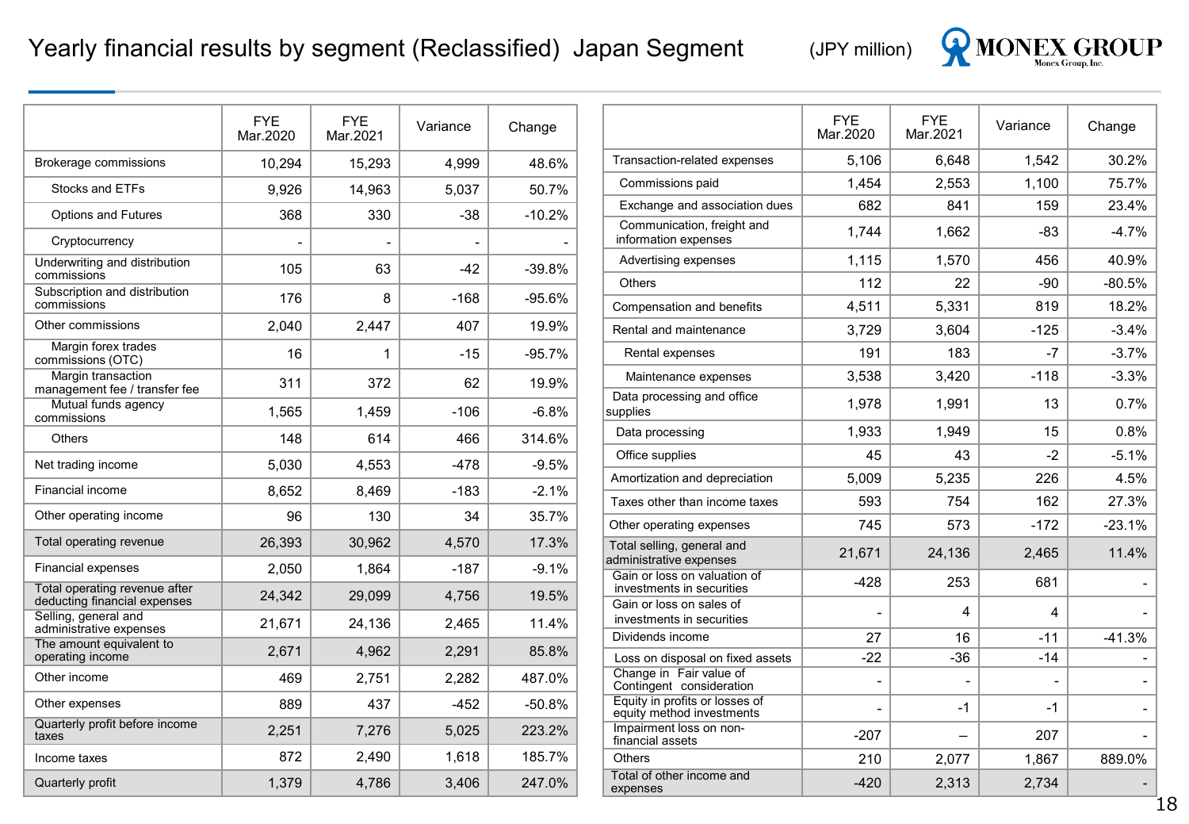# Yearly financial results by segment (Reclassified) Japan Segment

(JPY million)

| | FYE Mar.2020 | FYE Mar.2021 | Variance | Change |
|---|---|---|---|---|
| Brokerage commissions | 10,294 | 15,293 | 4,999 | 48.6% |
| Stocks and ETFs | 9,926 | 14,963 | 5,037 | 50.7% |
| Options and Futures | 368 | 330 | -38 | -10.2% |
| Cryptocurrency | - | - | - | - |
| Underwriting and distribution commissions | 105 | 63 | -42 | -39.8% |
| Subscription and distribution commissions | 176 | 8 | -168 | -95.6% |
| Other commissions | 2,040 | 2,447 | 407 | 19.9% |
| Margin forex trades commissions (OTC) | 16 | 1 | -15 | -95.7% |
| Margin transaction management fee / transfer fee | 311 | 372 | 62 | 19.9% |
| Mutual funds agency commissions | 1,565 | 1,459 | -106 | -6.8% |
| Others | 148 | 614 | 466 | 314.6% |
| Net trading income | 5,030 | 4,553 | -478 | -9.5% |
| Financial income | 8,652 | 8,469 | -183 | -2.1% |
| Other operating income | 96 | 130 | 34 | 35.7% |
| Total operating revenue | 26,393 | 30,962 | 4,570 | 17.3% |
| Financial expenses | 2,050 | 1,864 | -187 | -9.1% |
| Total operating revenue after deducting financial expenses | 24,342 | 29,099 | 4,756 | 19.5% |
| Selling, general and administrative expenses | 21,671 | 24,136 | 2,465 | 11.4% |
| The amount equivalent to operating income | 2,671 | 4,962 | 2,291 | 85.8% |
| Other income | 469 | 2,751 | 2,282 | 487.0% |
| Other expenses | 889 | 437 | -452 | -50.8% |
| Quarterly profit before income taxes | 2,251 | 7,276 | 5,025 | 223.2% |
| Income taxes | 872 | 2,490 | 1,618 | 185.7% |
| Quarterly profit | 1,379 | 4,786 | 3,406 | 247.0% |

| | FYE Mar.2020 | FYE Mar.2021 | Variance | Change |
|---|---|---|---|---|
| Transaction-related expenses | 5,106 | 6,648 | 1,542 | 30.2% |
| Commissions paid | 1,454 | 2,553 | 1,100 | 75.7% |
| Exchange and association dues | 682 | 841 | 159 | 23.4% |
| Communication, freight and information expenses | 1,744 | 1,662 | -83 | -4.7% |
| Advertising expenses | 1,115 | 1,570 | 456 | 40.9% |
| Others | 112 | 22 | -90 | -80.5% |
| Compensation and benefits | 4,511 | 5,331 | 819 | 18.2% |
| Rental and maintenance | 3,729 | 3,604 | -125 | -3.4% |
| Rental expenses | 191 | 183 | -7 | -3.7% |
| Maintenance expenses | 3,538 | 3,420 | -118 | -3.3% |
| Data processing and office supplies | 1,978 | 1,991 | 13 | 0.7% |
| Data processing | 1,933 | 1,949 | 15 | 0.8% |
| Office supplies | 45 | 43 | -2 | -5.1% |
| Amortization and depreciation | 5,009 | 5,235 | 226 | 4.5% |
| Taxes other than income taxes | 593 | 754 | 162 | 27.3% |
| Other operating expenses | 745 | 573 | -172 | -23.1% |
| Total selling, general and administrative expenses | 21,671 | 24,136 | 2,465 | 11.4% |
| Gain or loss on valuation of investments in securities | -428 | 253 | 681 | - |
| Gain or loss on sales of investments in securities | - | 4 | 4 | - |
| Dividends income | 27 | 16 | -11 | -41.3% |
| Loss on disposal on fixed assets | -22 | -36 | -14 | - |
| Change in Fair value of Contingent consideration | - | - | - | - |
| Equity in profits or losses of equity method investments | - | -1 | -1 | - |
| Impairment loss on non-financial assets | -207 | – | 207 | - |
| Others | 210 | 2,077 | 1,867 | 889.0% |
| Total of other income and expenses | -420 | 2,313 | 2,734 | - |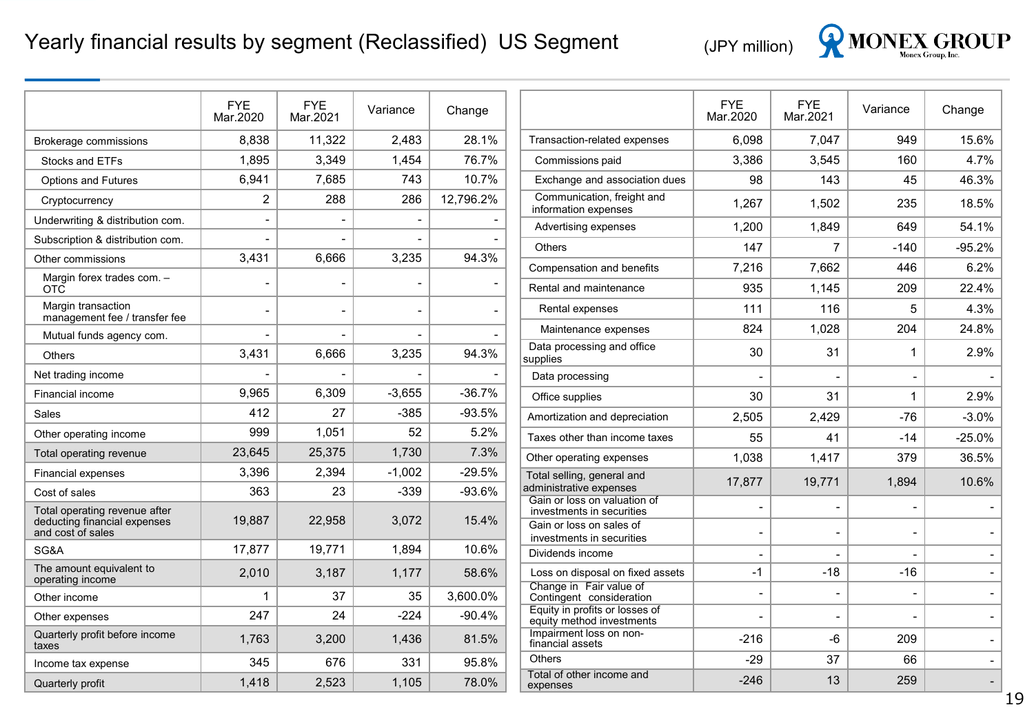# Yearly financial results by segment (Reclassified) US Segment

(JPY million)

| | FYE Mar.2020 | FYE Mar.2021 | Variance | Change |
|---|---|---|---|---|
| Brokerage commissions | 8,838 | 11,322 | 2,483 | 28.1% |
| Stocks and ETFs | 1,895 | 3,349 | 1,454 | 76.7% |
| Options and Futures | 6,941 | 7,685 | 743 | 10.7% |
| Cryptocurrency | 2 | 288 | 286 | 12,796.2% |
| Underwriting & distribution com. | - | - | - | - |
| Subscription & distribution com. | - | - | - | - |
| Other commissions | 3,431 | 6,666 | 3,235 | 94.3% |
| Margin forex trades com. – OTC | - | - | - | - |
| Margin transaction management fee / transfer fee | - | - | - | - |
| Mutual funds agency com. | - | - | - | - |
| Others | 3,431 | 6,666 | 3,235 | 94.3% |
| Net trading income | - | - | - | - |
| Financial income | 9,965 | 6,309 | -3,655 | -36.7% |
| Sales | 412 | 27 | -385 | -93.5% |
| Other operating income | 999 | 1,051 | 52 | 5.2% |
| Total operating revenue | 23,645 | 25,375 | 1,730 | 7.3% |
| Financial expenses | 3,396 | 2,394 | -1,002 | -29.5% |
| Cost of sales | 363 | 23 | -339 | -93.6% |
| Total operating revenue after deducting financial expenses and cost of sales | 19,887 | 22,958 | 3,072 | 15.4% |
| SG&A | 17,877 | 19,771 | 1,894 | 10.6% |
| The amount equivalent to operating income | 2,010 | 3,187 | 1,177 | 58.6% |
| Other income | 1 | 37 | 35 | 3,600.0% |
| Other expenses | 247 | 24 | -224 | -90.4% |
| Quarterly profit before income taxes | 1,763 | 3,200 | 1,436 | 81.5% |
| Income tax expense | 345 | 676 | 331 | 95.8% |
| Quarterly profit | 1,418 | 2,523 | 1,105 | 78.0% |

| | FYE Mar.2020 | FYE Mar.2021 | Variance | Change |
|---|---|---|---|---|
| Transaction-related expenses | 6,098 | 7,047 | 949 | 15.6% |
| Commissions paid | 3,386 | 3,545 | 160 | 4.7% |
| Exchange and association dues | 98 | 143 | 45 | 46.3% |
| Communication, freight and information expenses | 1,267 | 1,502 | 235 | 18.5% |
| Advertising expenses | 1,200 | 1,849 | 649 | 54.1% |
| Others | 147 | 7 | -140 | -95.2% |
| Compensation and benefits | 7,216 | 7,662 | 446 | 6.2% |
| Rental and maintenance | 935 | 1,145 | 209 | 22.4% |
| Rental expenses | 111 | 116 | 5 | 4.3% |
| Maintenance expenses | 824 | 1,028 | 204 | 24.8% |
| Data processing and office supplies | 30 | 31 | 1 | 2.9% |
| Data processing | - | - | - | - |
| Office supplies | 30 | 31 | 1 | 2.9% |
| Amortization and depreciation | 2,505 | 2,429 | -76 | -3.0% |
| Taxes other than income taxes | 55 | 41 | -14 | -25.0% |
| Other operating expenses | 1,038 | 1,417 | 379 | 36.5% |
| Total selling, general and administrative expenses | 17,877 | 19,771 | 1,894 | 10.6% |
| Gain or loss on valuation of investments in securities | - | - | - | - |
| Gain or loss on sales of investments in securities | - | - | - | - |
| Dividends income | - | - | - | - |
| Loss on disposal on fixed assets | -1 | -18 | -16 | - |
| Change in Fair value of Contingent consideration | - | - | - | - |
| Equity in profits or losses of equity method investments | - | - | - | - |
| Impairment loss on non-financial assets | -216 | -6 | 209 | - |
| Others | -29 | 37 | 66 | - |
| Total of other income and expenses | -246 | 13 | 259 | - |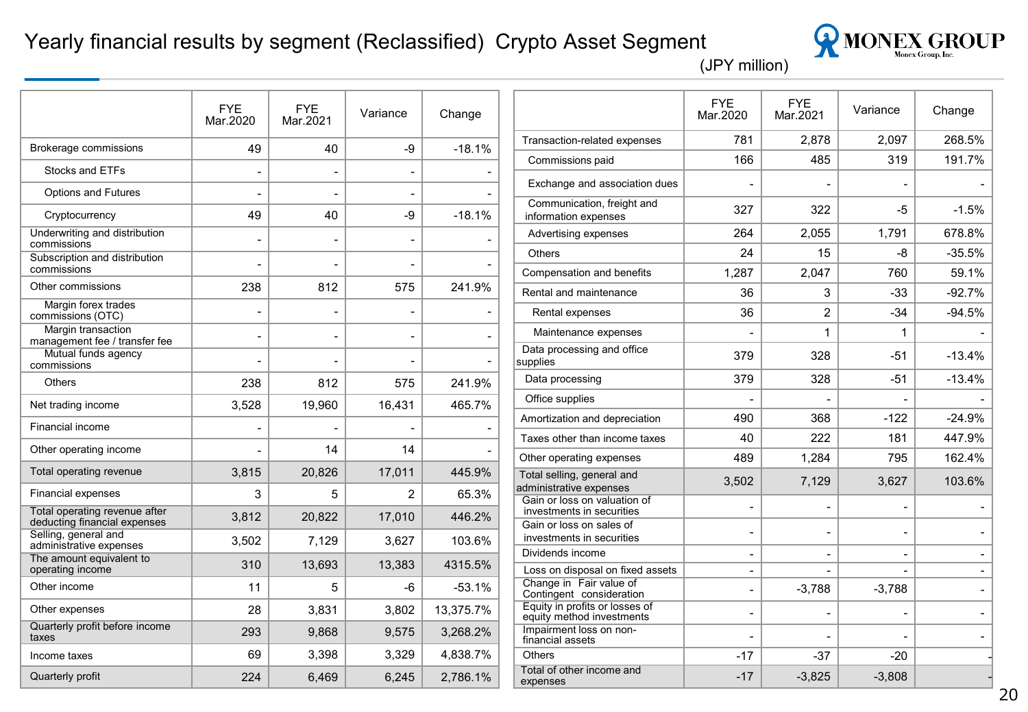# Yearly financial results by segment (Reclassified) Crypto Asset Segment

(JPY million)

| | FYE Mar.2020 | FYE Mar.2021 | Variance | Change |
|---|---|---|---|---|
| Brokerage commissions | 49 | 40 | -9 | -18.1% |
| Stocks and ETFs | - | - | - | - |
| Options and Futures | - | - | - | - |
| Cryptocurrency | 49 | 40 | -9 | -18.1% |
| Underwriting and distribution commissions | - | - | - | - |
| Subscription and distribution commissions | - | - | - | - |
| Other commissions | 238 | 812 | 575 | 241.9% |
| Margin forex trades commissions (OTC) | - | - | - | - |
| Margin transaction management fee / transfer fee | - | - | - | - |
| Mutual funds agency commissions | - | - | - | - |
| Others | 238 | 812 | 575 | 241.9% |
| Net trading income | 3,528 | 19,960 | 16,431 | 465.7% |
| Financial income | - | - | - | - |
| Other operating income | - | 14 | 14 | - |
| Total operating revenue | 3,815 | 20,826 | 17,011 | 445.9% |
| Financial expenses | 3 | 5 | 2 | 65.3% |
| Total operating revenue after deducting financial expenses | 3,812 | 20,822 | 17,010 | 446.2% |
| Selling, general and administrative expenses | 3,502 | 7,129 | 3,627 | 103.6% |
| The amount equivalent to operating income | 310 | 13,693 | 13,383 | 4315.5% |
| Other income | 11 | 5 | -6 | -53.1% |
| Other expenses | 28 | 3,831 | 3,802 | 13,375.7% |
| Quarterly profit before income taxes | 293 | 9,868 | 9,575 | 3,268.2% |
| Income taxes | 69 | 3,398 | 3,329 | 4,838.7% |
| Quarterly profit | 224 | 6,469 | 6,245 | 2,786.1% |

| | FYE Mar.2020 | FYE Mar.2021 | Variance | Change |
|---|---|---|---|---|
| Transaction-related expenses | 781 | 2,878 | 2,097 | 268.5% |
| Commissions paid | 166 | 485 | 319 | 191.7% |
| Exchange and association dues | - | - | - | - |
| Communication, freight and information expenses | 327 | 322 | -5 | -1.5% |
| Advertising expenses | 264 | 2,055 | 1,791 | 678.8% |
| Others | 24 | 15 | -8 | -35.5% |
| Compensation and benefits | 1,287 | 2,047 | 760 | 59.1% |
| Rental and maintenance | 36 | 3 | -33 | -92.7% |
| Rental expenses | 36 | 2 | -34 | -94.5% |
| Maintenance expenses | - | 1 | 1 | - |
| Data processing and office supplies | 379 | 328 | -51 | -13.4% |
| Data processing | 379 | 328 | -51 | -13.4% |
| Office supplies | - | - | - | - |
| Amortization and depreciation | 490 | 368 | -122 | -24.9% |
| Taxes other than income taxes | 40 | 222 | 181 | 447.9% |
| Other operating expenses | 489 | 1,284 | 795 | 162.4% |
| Total selling, general and administrative expenses | 3,502 | 7,129 | 3,627 | 103.6% |
| Gain or loss on valuation of investments in securities | - | - | - | - |
| Gain or loss on sales of investments in securities | - | - | - | - |
| Dividends income | - | - | - | - |
| Loss on disposal on fixed assets | - | - | - | - |
| Change in Fair value of Contingent consideration | - | -3,788 | -3,788 | - |
| Equity in profits or losses of equity method investments | - | - | - | - |
| Impairment loss on non-financial assets | - | - | - | - |
| Others | -17 | -37 | -20 | - |
| Total of other income and expenses | -17 | -3,825 | -3,808 | - |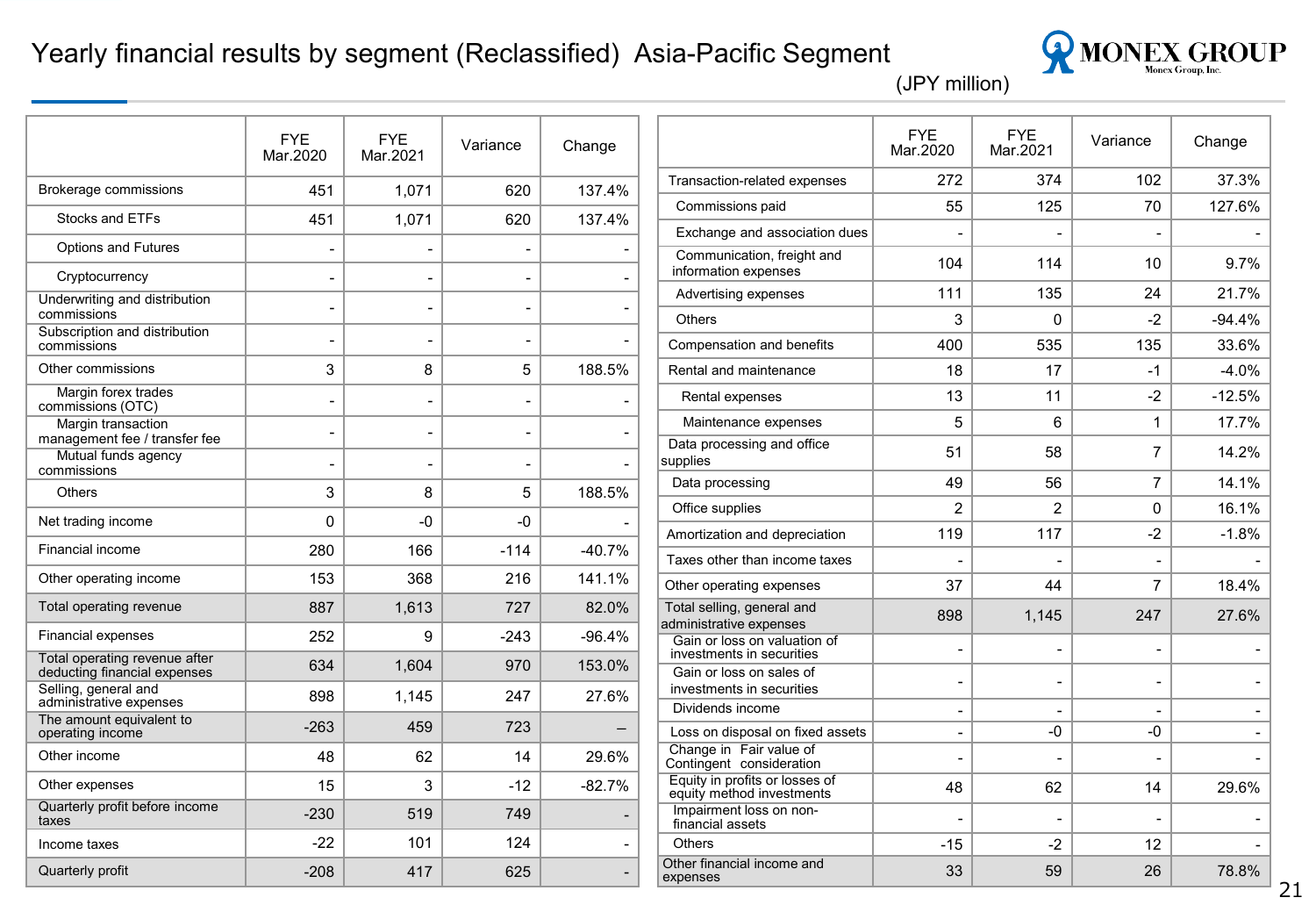# Yearly financial results by segment (Reclassified) Asia-Pacific Segment

(JPY million)

| | FYE Mar.2020 | FYE Mar.2021 | Variance | Change |
|---|---|---|---|---|
| Brokerage commissions | 451 | 1,071 | 620 | 137.4% |
| Stocks and ETFs | 451 | 1,071 | 620 | 137.4% |
| Options and Futures | - | - | - | - |
| Cryptocurrency | - | - | - | - |
| Underwriting and distribution commissions | - | - | - | - |
| Subscription and distribution commissions | - | - | - | - |
| Other commissions | 3 | 8 | 5 | 188.5% |
| Margin forex trades commissions (OTC) | - | - | - | - |
| Margin transaction management fee / transfer fee | - | - | - | - |
| Mutual funds agency commissions | - | - | - | - |
| Others | 3 | 8 | 5 | 188.5% |
| Net trading income | 0 | -0 | -0 | - |
| Financial income | 280 | 166 | -114 | -40.7% |
| Other operating income | 153 | 368 | 216 | 141.1% |
| Total operating revenue | 887 | 1,613 | 727 | 82.0% |
| Financial expenses | 252 | 9 | -243 | -96.4% |
| Total operating revenue after deducting financial expenses | 634 | 1,604 | 970 | 153.0% |
| Selling, general and administrative expenses | 898 | 1,145 | 247 | 27.6% |
| The amount equivalent to operating income | -263 | 459 | 723 | – |
| Other income | 48 | 62 | 14 | 29.6% |
| Other expenses | 15 | 3 | -12 | -82.7% |
| Quarterly profit before income taxes | -230 | 519 | 749 | - |
| Income taxes | -22 | 101 | 124 | - |
| Quarterly profit | -208 | 417 | 625 | - |

| | FYE Mar.2020 | FYE Mar.2021 | Variance | Change |
|---|---|---|---|---|
| Transaction-related expenses | 272 | 374 | 102 | 37.3% |
| Commissions paid | 55 | 125 | 70 | 127.6% |
| Exchange and association dues | - | - | - | - |
| Communication, freight and information expenses | 104 | 114 | 10 | 9.7% |
| Advertising expenses | 111 | 135 | 24 | 21.7% |
| Others | 3 | 0 | -2 | -94.4% |
| Compensation and benefits | 400 | 535 | 135 | 33.6% |
| Rental and maintenance | 18 | 17 | -1 | -4.0% |
| Rental expenses | 13 | 11 | -2 | -12.5% |
| Maintenance expenses | 5 | 6 | 1 | 17.7% |
| Data processing and office supplies | 51 | 58 | 7 | 14.2% |
| Data processing | 49 | 56 | 7 | 14.1% |
| Office supplies | 2 | 2 | 0 | 16.1% |
| Amortization and depreciation | 119 | 117 | -2 | -1.8% |
| Taxes other than income taxes | - | - | - | - |
| Other operating expenses | 37 | 44 | 7 | 18.4% |
| Total selling, general and administrative expenses | 898 | 1,145 | 247 | 27.6% |
| Gain or loss on valuation of investments in securities | - | - | - | - |
| Gain or loss on sales of investments in securities | - | - | - | - |
| Dividends income | - | - | - | - |
| Loss on disposal on fixed assets | - | -0 | -0 | - |
| Change in Fair value of Contingent consideration | - | - | - | - |
| Equity in profits or losses of equity method investments | 48 | 62 | 14 | 29.6% |
| Impairment loss on non-financial assets | - | - | - | - |
| Others | -15 | -2 | 12 | - |
| Other financial income and expenses | 33 | 59 | 26 | 78.8% |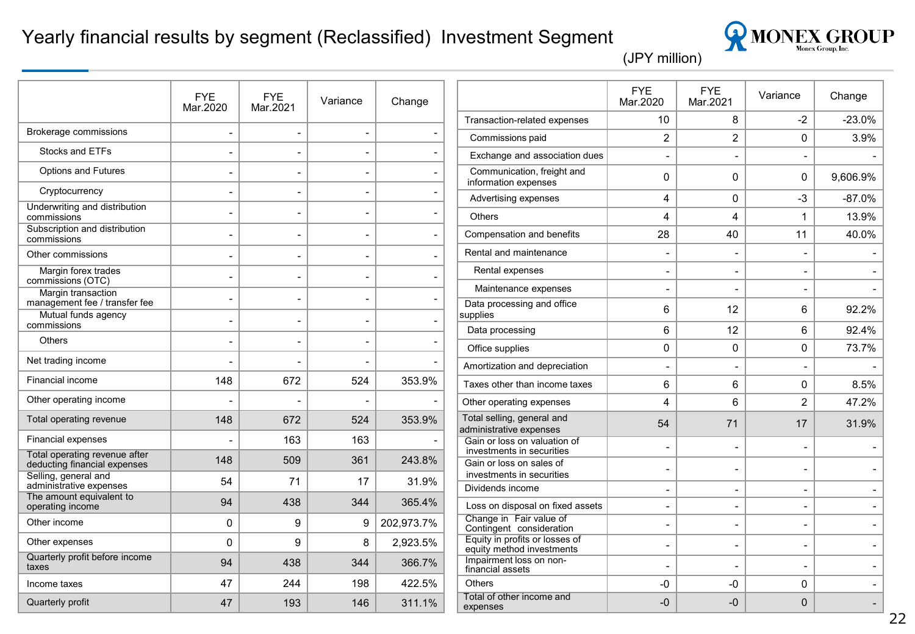# Yearly financial results by segment (Reclassified) Investment Segment

(JPY million)

| | FYE Mar.2020 | FYE Mar.2021 | Variance | Change |
|---|---|---|---|---|
| Brokerage commissions | - | - | - | - |
| Stocks and ETFs | - | - | - | - |
| Options and Futures | - | - | - | - |
| Cryptocurrency | - | - | - | - |
| Underwriting and distribution commissions | - | - | - | - |
| Subscription and distribution commissions | - | - | - | - |
| Other commissions | - | - | - | - |
| Margin forex trades commissions (OTC) | - | - | - | - |
| Margin transaction management fee / transfer fee | - | - | - | - |
| Mutual funds agency commissions | - | - | - | - |
| Others | - | - | - | - |
| Net trading income | - | - | - | - |
| Financial income | 148 | 672 | 524 | 353.9% |
| Other operating income | - | - | - | - |
| Total operating revenue | 148 | 672 | 524 | 353.9% |
| Financial expenses | - | 163 | 163 | - |
| Total operating revenue after deducting financial expenses | 148 | 509 | 361 | 243.8% |
| Selling, general and administrative expenses | 54 | 71 | 17 | 31.9% |
| The amount equivalent to operating income | 94 | 438 | 344 | 365.4% |
| Other income | 0 | 9 | 9 | 202,973.7% |
| Other expenses | 0 | 9 | 8 | 2,923.5% |
| Quarterly profit before income taxes | 94 | 438 | 344 | 366.7% |
| Income taxes | 47 | 244 | 198 | 422.5% |
| Quarterly profit | 47 | 193 | 146 | 311.1% |

| | FYE Mar.2020 | FYE Mar.2021 | Variance | Change |
|---|---|---|---|---|
| Transaction-related expenses | 10 | 8 | -2 | -23.0% |
| Commissions paid | 2 | 2 | 0 | 3.9% |
| Exchange and association dues | - | - | - | - |
| Communication, freight and information expenses | 0 | 0 | 0 | 9,606.9% |
| Advertising expenses | 4 | 0 | -3 | -87.0% |
| Others | 4 | 4 | 1 | 13.9% |
| Compensation and benefits | 28 | 40 | 11 | 40.0% |
| Rental and maintenance | - | - | - | - |
| Rental expenses | - | - | - | - |
| Maintenance expenses | - | - | - | - |
| Data processing and office supplies | 6 | 12 | 6 | 92.2% |
| Data processing | 6 | 12 | 6 | 92.4% |
| Office supplies | 0 | 0 | 0 | 73.7% |
| Amortization and depreciation | - | - | - | - |
| Taxes other than income taxes | 6 | 6 | 0 | 8.5% |
| Other operating expenses | 4 | 6 | 2 | 47.2% |
| Total selling, general and administrative expenses | 54 | 71 | 17 | 31.9% |
| Gain or loss on valuation of investments in securities | - | - | - | - |
| Gain or loss on sales of investments in securities | - | - | - | - |
| Dividends income | - | - | - | - |
| Loss on disposal on fixed assets | - | - | - | - |
| Change in Fair value of Contingent consideration | - | - | - | - |
| Equity in profits or losses of equity method investments | - | - | - | - |
| Impairment loss on non-financial assets | - | - | - | - |
| Others | -0 | -0 | 0 | - |
| Total of other income and expenses | -0 | -0 | 0 | - |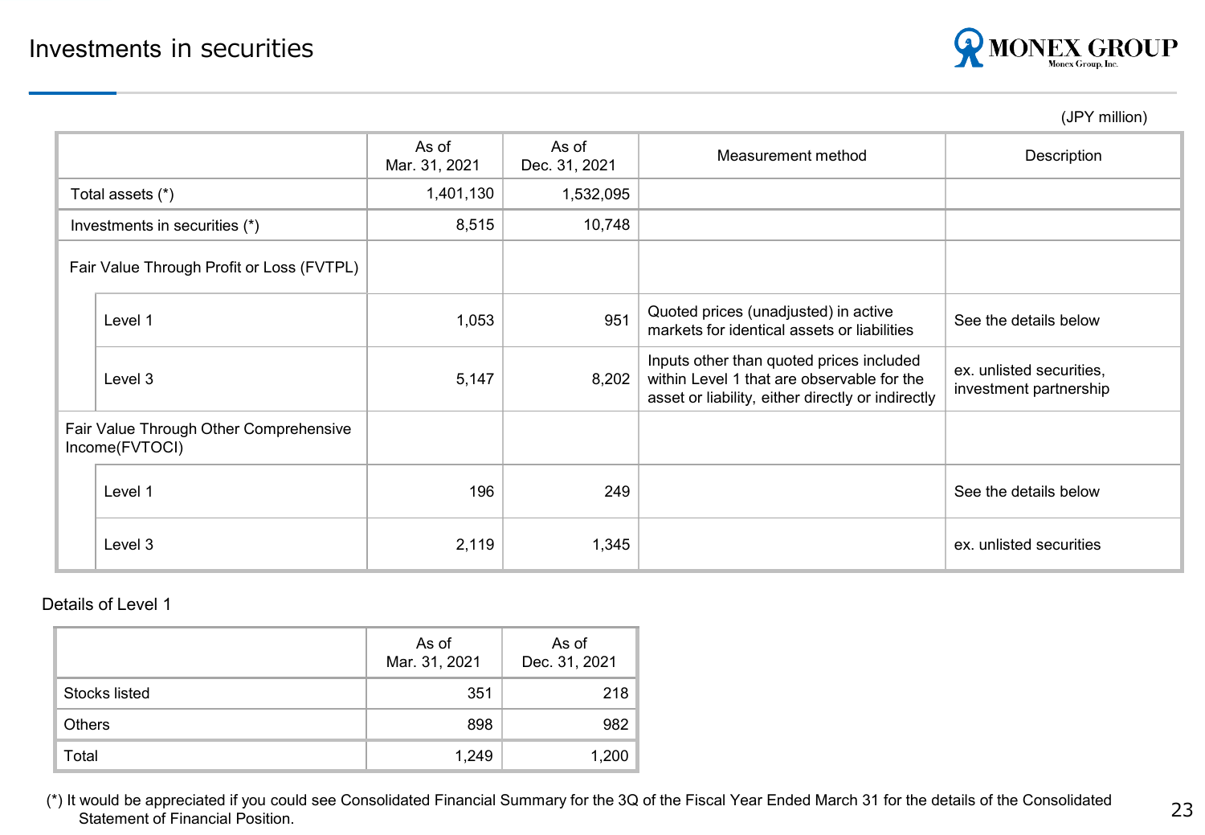# Investments in securities

(JPY million)

| | | As of Mar. 31, 2021 | As of Dec. 31, 2021 | Measurement method | Description |
|---|---|---|---|---|---|
| Total assets (*) | | 1,401,130 | 1,532,095 | | |
| Investments in securities (*) | | 8,515 | 10,748 | | |
| Fair Value Through Profit or Loss (FVTPL) | | | | | |
| | Level 1 | 1,053 | 951 | Quoted prices (unadjusted) in active markets for identical assets or liabilities | See the details below |
| | Level 3 | 5,147 | 8,202 | Inputs other than quoted prices included within Level 1 that are observable for the asset or liability, either directly or indirectly | ex. unlisted securities, investment partnership |
| Fair Value Through Other Comprehensive Income(FVTOCI) | | | | | |
| | Level 1 | 196 | 249 | | See the details below |
| | Level 3 | 2,119 | 1,345 | | ex. unlisted securities |

Details of Level 1

| | As of Mar. 31, 2021 | As of Dec. 31, 2021 |
|---|---|---|
| Stocks listed | 351 | 218 |
| Others | 898 | 982 |
| Total | 1,249 | 1,200 |

(*) It would be appreciated if you could see Consolidated Financial Summary for the 3Q of the Fiscal Year Ended March 31 for the details of the Consolidated Statement of Financial Position.